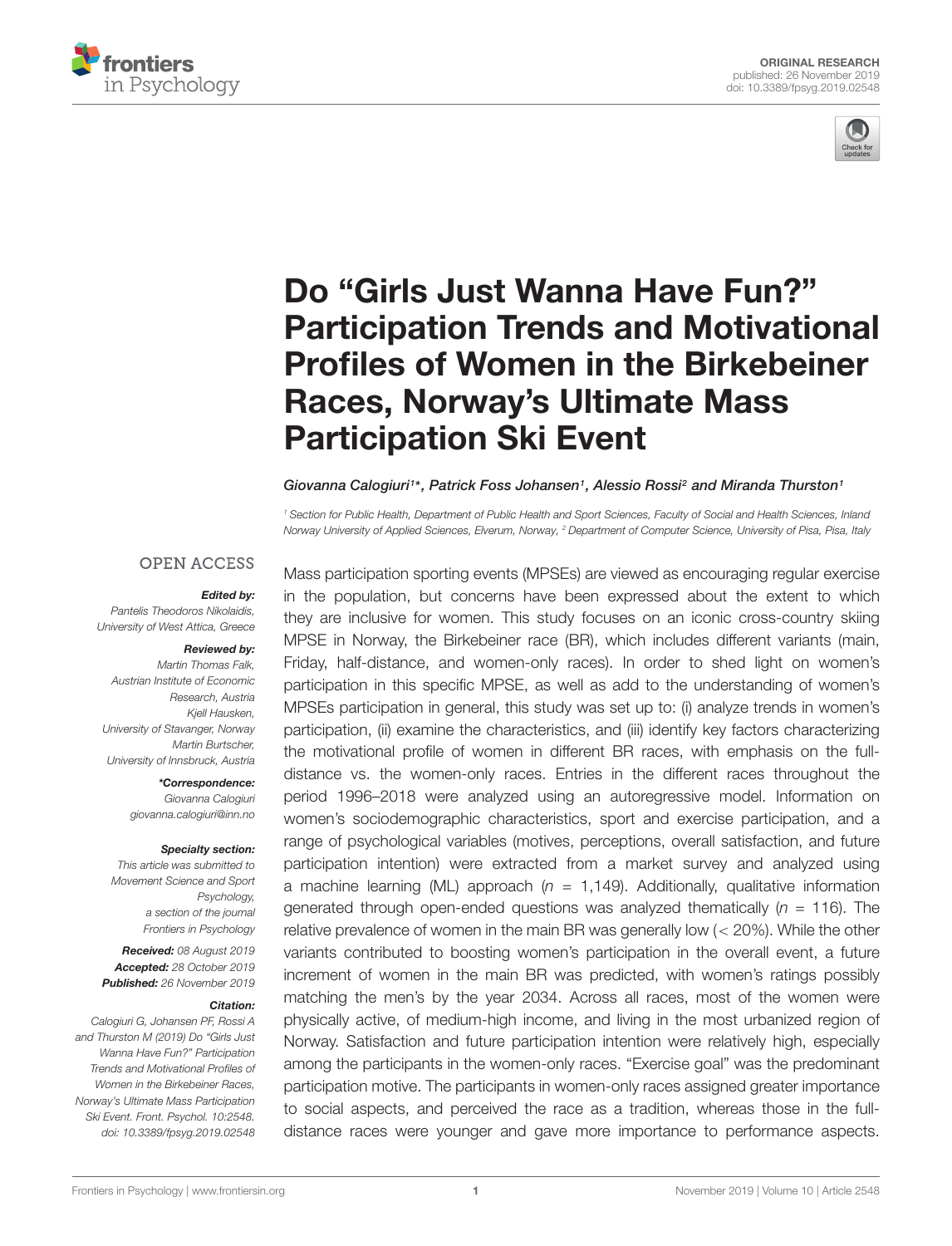ORIGINAL RESEARCH
published: 26 November 2019
doi: 10.3389/fpsyg.2019.02548

# Do "Girls Just Wanna Have Fun?" Participation Trends and Motivational Profiles of Women in the Birkebeiner Races, Norway's Ultimate Mass Participation Ski Event

*Giovanna Calogiuri[1]\*, Patrick Foss Johansen[1], Alessio Rossi[2] and Miranda Thurston[1]*

[1] Section for Public Health, Department of Public Health and Sport Sciences, Faculty of Social and Health Sciences, Inland Norway University of Applied Sciences, Elverum, Norway, [2] Department of Computer Science, University of Pisa, Pisa, Italy

OPEN ACCESS

***Edited by:***
*Pantelis Theodoros Nikolaidis, University of West Attica, Greece*

***Reviewed by:***
*Martin Thomas Falk, Austrian Institute of Economic Research, Austria*
*Kjell Hausken, University of Stavanger, Norway*
*Martin Burtscher, University of Innsbruck, Austria*

***\*Correspondence:***
*Giovanna Calogiuri*
*giovanna.calogiuri@inn.no*

***Specialty section:***
*This article was submitted to Movement Science and Sport Psychology, a section of the journal Frontiers in Psychology*

***Received:*** *08 August 2019*
***Accepted:*** *28 October 2019*
***Published:*** *26 November 2019*

***Citation:***
*Calogiuri G, Johansen PF, Rossi A and Thurston M (2019) Do "Girls Just Wanna Have Fun?" Participation Trends and Motivational Profiles of Women in the Birkebeiner Races, Norway's Ultimate Mass Participation Ski Event. Front. Psychol. 10:2548. doi: 10.3389/fpsyg.2019.02548*

Mass participation sporting events (MPSEs) are viewed as encouraging regular exercise in the population, but concerns have been expressed about the extent to which they are inclusive for women. This study focuses on an iconic cross-country skiing MPSE in Norway, the Birkebeiner race (BR), which includes different variants (main, Friday, half-distance, and women-only races). In order to shed light on women's participation in this specific MPSE, as well as add to the understanding of women's MPSEs participation in general, this study was set up to: (i) analyze trends in women's participation, (ii) examine the characteristics, and (iii) identify key factors characterizing the motivational profile of women in different BR races, with emphasis on the full-distance vs. the women-only races. Entries in the different races throughout the period 1996–2018 were analyzed using an autoregressive model. Information on women's sociodemographic characteristics, sport and exercise participation, and a range of psychological variables (motives, perceptions, overall satisfaction, and future participation intention) were extracted from a market survey and analyzed using a machine learning (ML) approach ($n$ = 1,149). Additionally, qualitative information generated through open-ended questions was analyzed thematically ($n$ = 116). The relative prevalence of women in the main BR was generally low (< 20%). While the other variants contributed to boosting women's participation in the overall event, a future increment of women in the main BR was predicted, with women's ratings possibly matching the men's by the year 2034. Across all races, most of the women were physically active, of medium-high income, and living in the most urbanized region of Norway. Satisfaction and future participation intention were relatively high, especially among the participants in the women-only races. "Exercise goal" was the predominant participation motive. The participants in women-only races assigned greater importance to social aspects, and perceived the race as a tradition, whereas those in the full-distance races were younger and gave more importance to performance aspects.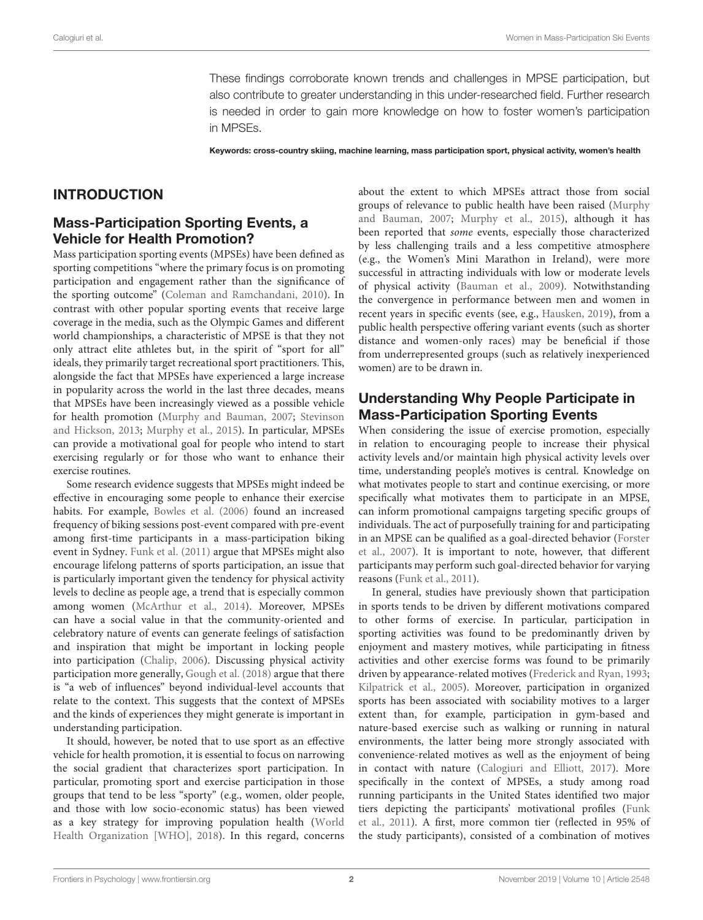These findings corroborate known trends and challenges in MPSE participation, but also contribute to greater understanding in this under-researched field. Further research is needed in order to gain more knowledge on how to foster women's participation in MPSEs.

**Keywords: cross-country skiing, machine learning, mass participation sport, physical activity, women's health**

## INTRODUCTION

### Mass-Participation Sporting Events, a Vehicle for Health Promotion?

Mass participation sporting events (MPSEs) have been defined as sporting competitions "where the primary focus is on promoting participation and engagement rather than the significance of the sporting outcome" (Coleman and Ramchandani, 2010). In contrast with other popular sporting events that receive large coverage in the media, such as the Olympic Games and different world championships, a characteristic of MPSE is that they not only attract elite athletes but, in the spirit of "sport for all" ideals, they primarily target recreational sport practitioners. This, alongside the fact that MPSEs have experienced a large increase in popularity across the world in the last three decades, means that MPSEs have been increasingly viewed as a possible vehicle for health promotion (Murphy and Bauman, 2007; Stevinson and Hickson, 2013; Murphy et al., 2015). In particular, MPSEs can provide a motivational goal for people who intend to start exercising regularly or for those who want to enhance their exercise routines.

Some research evidence suggests that MPSEs might indeed be effective in encouraging some people to enhance their exercise habits. For example, Bowles et al. (2006) found an increased frequency of biking sessions post-event compared with pre-event among first-time participants in a mass-participation biking event in Sydney. Funk et al. (2011) argue that MPSEs might also encourage lifelong patterns of sports participation, an issue that is particularly important given the tendency for physical activity levels to decline as people age, a trend that is especially common among women (McArthur et al., 2014). Moreover, MPSEs can have a social value in that the community-oriented and celebratory nature of events can generate feelings of satisfaction and inspiration that might be important in locking people into participation (Chalip, 2006). Discussing physical activity participation more generally, Gough et al. (2018) argue that there is "a web of influences" beyond individual-level accounts that relate to the context. This suggests that the context of MPSEs and the kinds of experiences they might generate is important in understanding participation.

It should, however, be noted that to use sport as an effective vehicle for health promotion, it is essential to focus on narrowing the social gradient that characterizes sport participation. In particular, promoting sport and exercise participation in those groups that tend to be less "sporty" (e.g., women, older people, and those with low socio-economic status) has been viewed as a key strategy for improving population health (World Health Organization [WHO], 2018). In this regard, concerns about the extent to which MPSEs attract those from social groups of relevance to public health have been raised (Murphy and Bauman, 2007; Murphy et al., 2015), although it has been reported that *some* events, especially those characterized by less challenging trails and a less competitive atmosphere (e.g., the Women's Mini Marathon in Ireland), were more successful in attracting individuals with low or moderate levels of physical activity (Bauman et al., 2009). Notwithstanding the convergence in performance between men and women in recent years in specific events (see, e.g., Hausken, 2019), from a public health perspective offering variant events (such as shorter distance and women-only races) may be beneficial if those from underrepresented groups (such as relatively inexperienced women) are to be drawn in.

### Understanding Why People Participate in Mass-Participation Sporting Events

When considering the issue of exercise promotion, especially in relation to encouraging people to increase their physical activity levels and/or maintain high physical activity levels over time, understanding people's motives is central. Knowledge on what motivates people to start and continue exercising, or more specifically what motivates them to participate in an MPSE, can inform promotional campaigns targeting specific groups of individuals. The act of purposefully training for and participating in an MPSE can be qualified as a goal-directed behavior (Forster et al., 2007). It is important to note, however, that different participants may perform such goal-directed behavior for varying reasons (Funk et al., 2011).

In general, studies have previously shown that participation in sports tends to be driven by different motivations compared to other forms of exercise. In particular, participation in sporting activities was found to be predominantly driven by enjoyment and mastery motives, while participating in fitness activities and other exercise forms was found to be primarily driven by appearance-related motives (Frederick and Ryan, 1993; Kilpatrick et al., 2005). Moreover, participation in organized sports has been associated with sociability motives to a larger extent than, for example, participation in gym-based and nature-based exercise such as walking or running in natural environments, the latter being more strongly associated with convenience-related motives as well as the enjoyment of being in contact with nature (Calogiuri and Elliott, 2017). More specifically in the context of MPSEs, a study among road running participants in the United States identified two major tiers depicting the participants' motivational profiles (Funk et al., 2011). A first, more common tier (reflected in 95% of the study participants), consisted of a combination of motives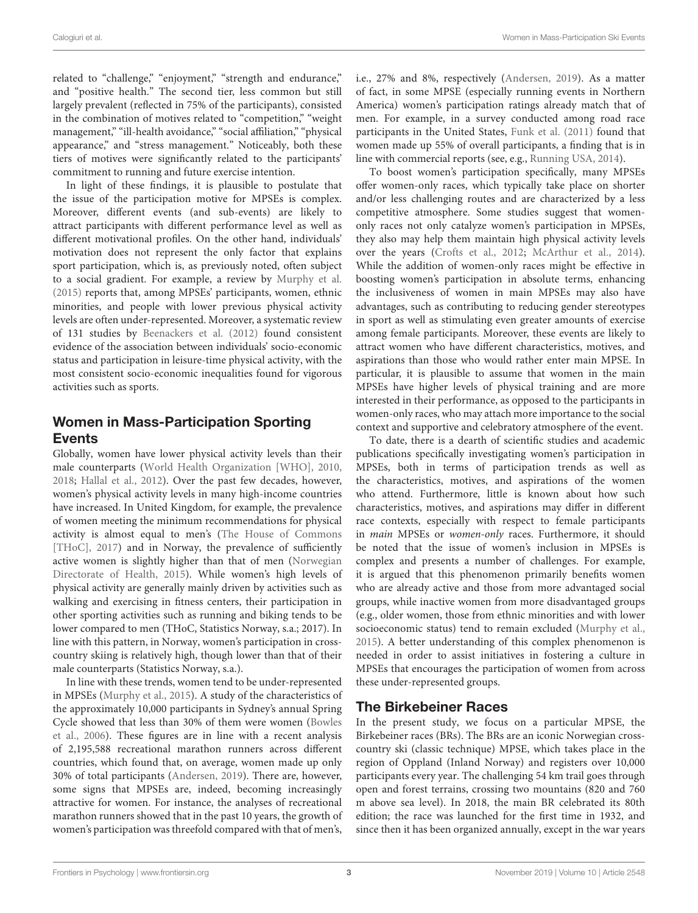related to "challenge," "enjoyment," "strength and endurance," and "positive health." The second tier, less common but still largely prevalent (reflected in 75% of the participants), consisted in the combination of motives related to "competition," "weight management," "ill-health avoidance," "social affiliation," "physical appearance," and "stress management." Noticeably, both these tiers of motives were significantly related to the participants' commitment to running and future exercise intention.

In light of these findings, it is plausible to postulate that the issue of the participation motive for MPSEs is complex. Moreover, different events (and sub-events) are likely to attract participants with different performance level as well as different motivational profiles. On the other hand, individuals' motivation does not represent the only factor that explains sport participation, which is, as previously noted, often subject to a social gradient. For example, a review by Murphy et al. (2015) reports that, among MPSEs' participants, women, ethnic minorities, and people with lower previous physical activity levels are often under-represented. Moreover, a systematic review of 131 studies by Beenackers et al. (2012) found consistent evidence of the association between individuals' socio-economic status and participation in leisure-time physical activity, with the most consistent socio-economic inequalities found for vigorous activities such as sports.

## Women in Mass-Participation Sporting Events

Globally, women have lower physical activity levels than their male counterparts (World Health Organization [WHO], 2010, 2018; Hallal et al., 2012). Over the past few decades, however, women's physical activity levels in many high-income countries have increased. In United Kingdom, for example, the prevalence of women meeting the minimum recommendations for physical activity is almost equal to men's (The House of Commons [THoC], 2017) and in Norway, the prevalence of sufficiently active women is slightly higher than that of men (Norwegian Directorate of Health, 2015). While women's high levels of physical activity are generally mainly driven by activities such as walking and exercising in fitness centers, their participation in other sporting activities such as running and biking tends to be lower compared to men (THoC, Statistics Norway, s.a.; 2017). In line with this pattern, in Norway, women's participation in cross-country skiing is relatively high, though lower than that of their male counterparts (Statistics Norway, s.a.).

In line with these trends, women tend to be under-represented in MPSEs (Murphy et al., 2015). A study of the characteristics of the approximately 10,000 participants in Sydney's annual Spring Cycle showed that less than 30% of them were women (Bowles et al., 2006). These figures are in line with a recent analysis of 2,195,588 recreational marathon runners across different countries, which found that, on average, women made up only 30% of total participants (Andersen, 2019). There are, however, some signs that MPSEs are, indeed, becoming increasingly attractive for women. For instance, the analyses of recreational marathon runners showed that in the past 10 years, the growth of women's participation was threefold compared with that of men's, i.e., 27% and 8%, respectively (Andersen, 2019). As a matter of fact, in some MPSE (especially running events in Northern America) women's participation ratings already match that of men. For example, in a survey conducted among road race participants in the United States, Funk et al. (2011) found that women made up 55% of overall participants, a finding that is in line with commercial reports (see, e.g., Running USA, 2014).

To boost women's participation specifically, many MPSEs offer women-only races, which typically take place on shorter and/or less challenging routes and are characterized by a less competitive atmosphere. Some studies suggest that women-only races not only catalyze women's participation in MPSEs, they also may help them maintain high physical activity levels over the years (Crofts et al., 2012; McArthur et al., 2014). While the addition of women-only races might be effective in boosting women's participation in absolute terms, enhancing the inclusiveness of women in main MPSEs may also have advantages, such as contributing to reducing gender stereotypes in sport as well as stimulating even greater amounts of exercise among female participants. Moreover, these events are likely to attract women who have different characteristics, motives, and aspirations than those who would rather enter main MPSE. In particular, it is plausible to assume that women in the main MPSEs have higher levels of physical training and are more interested in their performance, as opposed to the participants in women-only races, who may attach more importance to the social context and supportive and celebratory atmosphere of the event.

To date, there is a dearth of scientific studies and academic publications specifically investigating women's participation in MPSEs, both in terms of participation trends as well as the characteristics, motives, and aspirations of the women who attend. Furthermore, little is known about how such characteristics, motives, and aspirations may differ in different race contexts, especially with respect to female participants in *main* MPSEs or *women-only* races. Furthermore, it should be noted that the issue of women's inclusion in MPSEs is complex and presents a number of challenges. For example, it is argued that this phenomenon primarily benefits women who are already active and those from more advantaged social groups, while inactive women from more disadvantaged groups (e.g., older women, those from ethnic minorities and with lower socioeconomic status) tend to remain excluded (Murphy et al., 2015). A better understanding of this complex phenomenon is needed in order to assist initiatives in fostering a culture in MPSEs that encourages the participation of women from across these under-represented groups.

## The Birkebeiner Races

In the present study, we focus on a particular MPSE, the Birkebeiner races (BRs). The BRs are an iconic Norwegian cross-country ski (classic technique) MPSE, which takes place in the region of Oppland (Inland Norway) and registers over 10,000 participants every year. The challenging 54 km trail goes through open and forest terrains, crossing two mountains (820 and 760 m above sea level). In 2018, the main BR celebrated its 80th edition; the race was launched for the first time in 1932, and since then it has been organized annually, except in the war years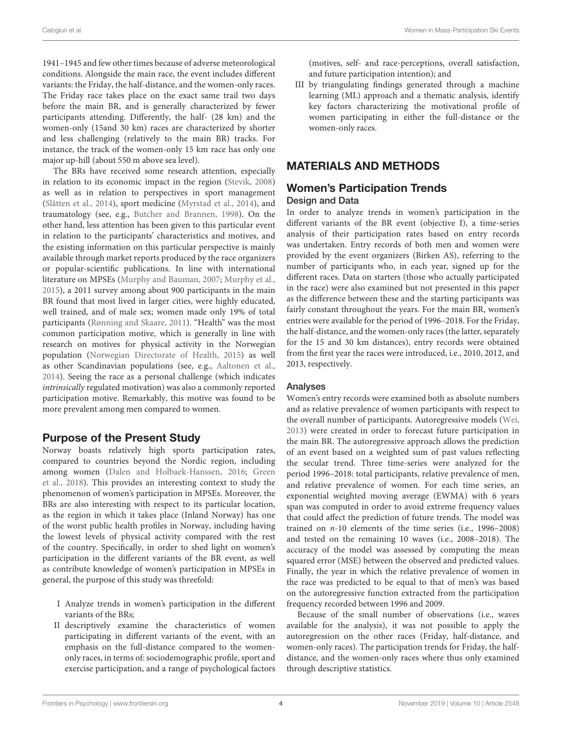1941–1945 and few other times because of adverse meteorological conditions. Alongside the main race, the event includes different variants: the Friday, the half-distance, and the women-only races. The Friday race takes place on the exact same trail two days before the main BR, and is generally characterized by fewer participants attending. Differently, the half- (28 km) and the women-only (15and 30 km) races are characterized by shorter and less challenging (relatively to the main BR) tracks. For instance, the track of the women-only 15 km race has only one major up-hill (about 550 m above sea level).

The BRs have received some research attention, especially in relation to its economic impact in the region (Stevik, 2008) as well as in relation to perspectives in sport management (Slåtten et al., 2014), sport medicine (Myrstad et al., 2014), and traumatology (see, e.g., Butcher and Brannen, 1998). On the other hand, less attention has been given to this particular event in relation to the participants' characteristics and motives, and the existing information on this particular perspective is mainly available through market reports produced by the race organizers or popular-scientific publications. In line with international literature on MPSEs (Murphy and Bauman, 2007; Murphy et al., 2015), a 2011 survey among about 900 participants in the main BR found that most lived in larger cities, were highly educated, well trained, and of male sex; women made only 19% of total participants (Rønning and Skaare, 2011). "Health" was the most common participation motive, which is generally in line with research on motives for physical activity in the Norwegian population (Norwegian Directorate of Health, 2015) as well as other Scandinavian populations (see, e.g., Aaltonen et al., 2014). Seeing the race as a personal challenge (which indicates *intrinsically* regulated motivation) was also a commonly reported participation motive. Remarkably, this motive was found to be more prevalent among men compared to women.

## Purpose of the Present Study

Norway boasts relatively high sports participation rates, compared to countries beyond the Nordic region, including among women (Dalen and Holbaek-Hanssen, 2016; Green et al., 2018). This provides an interesting context to study the phenomenon of women's participation in MPSEs. Moreover, the BRs are also interesting with respect to its particular location, as the region in which it takes place (Inland Norway) has one of the worst public health profiles in Norway, including having the lowest levels of physical activity compared with the rest of the country. Specifically, in order to shed light on women's participation in the different variants of the BR event, as well as contribute knowledge of women's participation in MPSEs in general, the purpose of this study was threefold:

I Analyze trends in women's participation in the different variants of the BRs;

II descriptively examine the characteristics of women participating in different variants of the event, with an emphasis on the full-distance compared to the women-only races, in terms of: sociodemographic profile, sport and exercise participation, and a range of psychological factors (motives, self- and race-perceptions, overall satisfaction, and future participation intention); and

III by triangulating findings generated through a machine learning (ML) approach and a thematic analysis, identify key factors characterizing the motivational profile of women participating in either the full-distance or the women-only races.

# MATERIALS AND METHODS

## Women's Participation Trends

### Design and Data

In order to analyze trends in women's participation in the different variants of the BR event (objective I), a time-series analysis of their participation rates based on entry records was undertaken. Entry records of both men and women were provided by the event organizers (Birken AS), referring to the number of participants who, in each year, signed up for the different races. Data on starters (those who actually participated in the race) were also examined but not presented in this paper as the difference between these and the starting participants was fairly constant throughout the years. For the main BR, women's entries were available for the period of 1996–2018. For the Friday, the half-distance, and the women-only races (the latter, separately for the 15 and 30 km distances), entry records were obtained from the first year the races were introduced, i.e., 2010, 2012, and 2013, respectively.

### Analyses

Women's entry records were examined both as absolute numbers and as relative prevalence of women participants with respect to the overall number of participants. Autoregressive models (Wei, 2013) were created in order to forecast future participation in the main BR. The autoregressive approach allows the prediction of an event based on a weighted sum of past values reflecting the secular trend. Three time-series were analyzed for the period 1996–2018: total participants, relative prevalence of men, and relative prevalence of women. For each time series, an exponential weighted moving average (EWMA) with 6 years span was computed in order to avoid extreme frequency values that could affect the prediction of future trends. The model was trained on $n$-10 elements of the time series (i.e., 1996–2008) and tested on the remaining 10 waves (i.e., 2008–2018). The accuracy of the model was assessed by computing the mean squared error (MSE) between the observed and predicted values. Finally, the year in which the relative prevalence of women in the race was predicted to be equal to that of men's was based on the autoregressive function extracted from the participation frequency recorded between 1996 and 2009.

Because of the small number of observations (i.e., waves available for the analysis), it was not possible to apply the autoregression on the other races (Friday, half-distance, and women-only races). The participation trends for Friday, the half-distance, and the women-only races where thus only examined through descriptive statistics.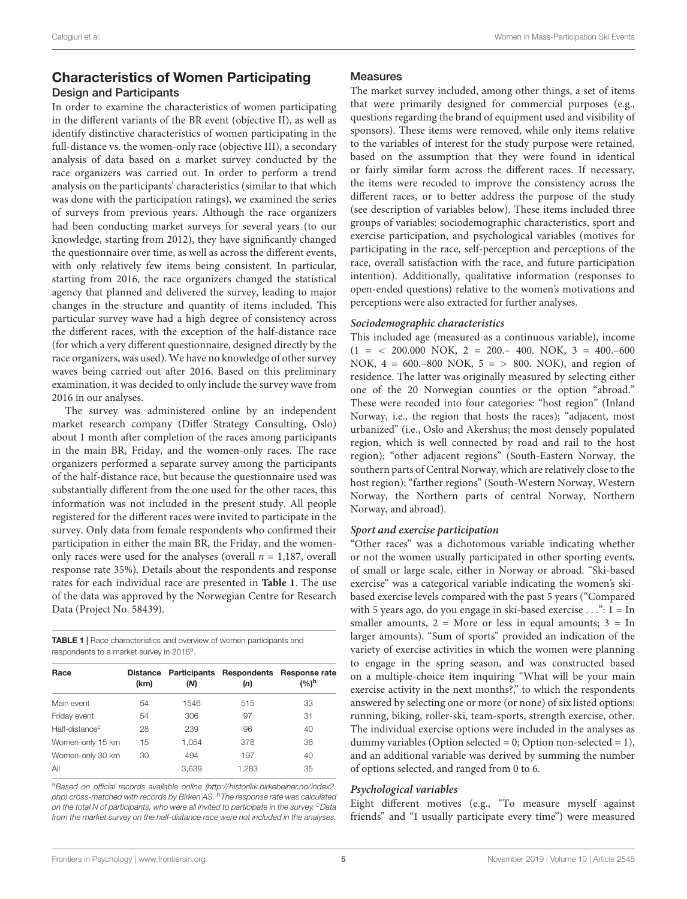## Characteristics of Women Participating

### Design and Participants

In order to examine the characteristics of women participating in the different variants of the BR event (objective II), as well as identify distinctive characteristics of women participating in the full-distance vs. the women-only race (objective III), a secondary analysis of data based on a market survey conducted by the race organizers was carried out. In order to perform a trend analysis on the participants' characteristics (similar to that which was done with the participation ratings), we examined the series of surveys from previous years. Although the race organizers had been conducting market surveys for several years (to our knowledge, starting from 2012), they have significantly changed the questionnaire over time, as well as across the different events, with only relatively few items being consistent. In particular, starting from 2016, the race organizers changed the statistical agency that planned and delivered the survey, leading to major changes in the structure and quantity of items included. This particular survey wave had a high degree of consistency across the different races, with the exception of the half-distance race (for which a very different questionnaire, designed directly by the race organizers, was used). We have no knowledge of other survey waves being carried out after 2016. Based on this preliminary examination, it was decided to only include the survey wave from 2016 in our analyses.

The survey was administered online by an independent market research company (Differ Strategy Consulting, Oslo) about 1 month after completion of the races among participants in the main BR, Friday, and the women-only races. The race organizers performed a separate survey among the participants of the half-distance race, but because the questionnaire used was substantially different from the one used for the other races, this information was not included in the present study. All people registered for the different races were invited to participate in the survey. Only data from female respondents who confirmed their participation in either the main BR, the Friday, and the women-only races were used for the analyses (overall $n = 1,187$, overall response rate 35%). Details about the respondents and response rates for each individual race are presented in **Table 1**. The use of the data was approved by the Norwegian Centre for Research Data (Project No. 58439).

**TABLE 1** | Race characteristics and overview of women participants and respondents to a market survey in 2016[a].

| Race | Distance (km) | Participants (N) | Respondents (n) | Response rate (%)[b] |
|---|---|---|---|---|
| Main event | 54 | 1546 | 515 | 33 |
| Friday event | 54 | 306 | 97 | 31 |
| Half-distance[c] | 28 | 239 | 96 | 40 |
| Women-only 15 km | 15 | 1,054 | 378 | 36 |
| Women-only 30 km | 30 | 494 | 197 | 40 |
| All | | 3,639 | 1,283 | 35 |

[a]*Based on official records available online (http://historikk.birkebeiner.no/index2.php) cross-matched with records by Birken AS.* [b]*The response rate was calculated on the total N of participants, who were all invited to participate in the survey.* [c]*Data from the market survey on the half-distance race were not included in the analyses.*

### Measures

The market survey included, among other things, a set of items that were primarily designed for commercial purposes (e.g., questions regarding the brand of equipment used and visibility of sponsors). These items were removed, while only items relative to the variables of interest for the study purpose were retained, based on the assumption that they were found in identical or fairly similar form across the different races. If necessary, the items were recoded to improve the consistency across the different races, or to better address the purpose of the study (see description of variables below). These items included three groups of variables: sociodemographic characteristics, sport and exercise participation, and psychological variables (motives for participating in the race, self-perception and perceptions of the race, overall satisfaction with the race, and future participation intention). Additionally, qualitative information (responses to open-ended questions) relative to the women's motivations and perceptions were also extracted for further analyses.

#### *Sociodemographic characteristics*

This included age (measured as a continuous variable), income (1 = < 200.000 NOK, 2 = 200.– 400. NOK, 3 = 400.–600 NOK, 4 = 600.–800 NOK, 5 = > 800. NOK), and region of residence. The latter was originally measured by selecting either one of the 20 Norwegian counties or the option "abroad." These were recoded into four categories: "host region" (Inland Norway, i.e., the region that hosts the races); "adjacent, most urbanized" (i.e., Oslo and Akershus; the most densely populated region, which is well connected by road and rail to the host region); "other adjacent regions" (South-Eastern Norway, the southern parts of Central Norway, which are relatively close to the host region); "farther regions" (South-Western Norway, Western Norway, the Northern parts of central Norway, Northern Norway, and abroad).

#### *Sport and exercise participation*

"Other races" was a dichotomous variable indicating whether or not the women usually participated in other sporting events, of small or large scale, either in Norway or abroad. "Ski-based exercise" was a categorical variable indicating the women's ski-based exercise levels compared with the past 5 years ("Compared with 5 years ago, do you engage in ski-based exercise . . .": 1 = In smaller amounts, 2 = More or less in equal amounts; 3 = In larger amounts). "Sum of sports" provided an indication of the variety of exercise activities in which the women were planning to engage in the spring season, and was constructed based on a multiple-choice item inquiring "What will be your main exercise activity in the next months?," to which the respondents answered by selecting one or more (or none) of six listed options: running, biking, roller-ski, team-sports, strength exercise, other. The individual exercise options were included in the analyses as dummy variables (Option selected = 0; Option non-selected = 1), and an additional variable was derived by summing the number of options selected, and ranged from 0 to 6.

#### *Psychological variables*

Eight different motives (e.g., "To measure myself against friends" and "I usually participate every time") were measured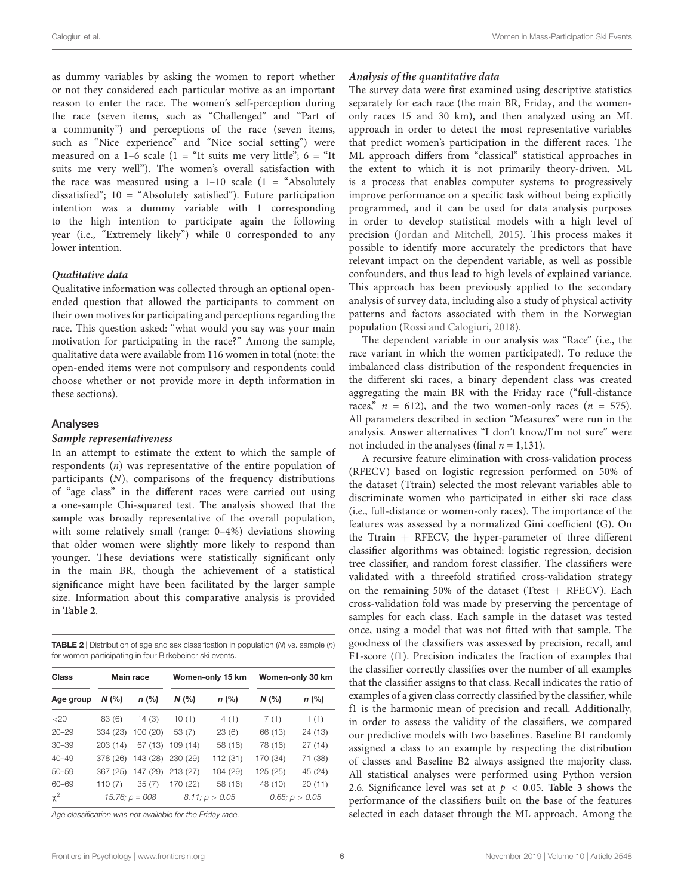as dummy variables by asking the women to report whether or not they considered each particular motive as an important reason to enter the race. The women's self-perception during the race (seven items, such as "Challenged" and "Part of a community") and perceptions of the race (seven items, such as "Nice experience" and "Nice social setting") were measured on a 1–6 scale (1 = "It suits me very little"; 6 = "It suits me very well"). The women's overall satisfaction with the race was measured using a 1–10 scale (1 = "Absolutely dissatisfied"; 10 = "Absolutely satisfied"). Future participation intention was a dummy variable with 1 corresponding to the high intention to participate again the following year (i.e., "Extremely likely") while 0 corresponded to any lower intention.

#### *Qualitative data*

Qualitative information was collected through an optional open-ended question that allowed the participants to comment on their own motives for participating and perceptions regarding the race. This question asked: "what would you say was your main motivation for participating in the race?" Among the sample, qualitative data were available from 116 women in total (note: the open-ended items were not compulsory and respondents could choose whether or not provide more in depth information in these sections).

### Analyses

#### *Sample representativeness*

In an attempt to estimate the extent to which the sample of respondents ($n$) was representative of the entire population of participants ($N$), comparisons of the frequency distributions of "age class" in the different races were carried out using a one-sample Chi-squared test. The analysis showed that the sample was broadly representative of the overall population, with some relatively small (range: 0–4%) deviations showing that older women were slightly more likely to respond than younger. These deviations were statistically significant only in the main BR, though the achievement of a statistical significance might have been facilitated by the larger sample size. Information about this comparative analysis is provided in **Table 2**.

**TABLE 2** | Distribution of age and sex classification in population ($N$) vs. sample ($n$) for women participating in four Birkebeiner ski events.

| Class | Main race | | Women-only 15 km | | Women-only 30 km | |
|---|---|---|---|---|---|---|
| **Age group** | ***N* (%)** | ***n* (%)** | ***N* (%)** | ***n* (%)** | ***N* (%)** | ***n* (%)** |
| <20 | 83 (6) | 14 (3) | 10 (1) | 4 (1) | 7 (1) | 1 (1) |
| 20–29 | 334 (23) | 100 (20) | 53 (7) | 23 (6) | 66 (13) | 24 (13) |
| 30–39 | 203 (14) | 67 (13) | 109 (14) | 58 (16) | 78 (16) | 27 (14) |
| 40–49 | 378 (26) | 143 (28) | 230 (29) | 112 (31) | 170 (34) | 71 (38) |
| 50–59 | 367 (25) | 147 (29) | 213 (27) | 104 (29) | 125 (25) | 45 (24) |
| 60–69 | 110 (7) | 35 (7) | 170 (22) | 58 (16) | 48 (10) | 20 (11) |
| $\chi^2$ | *15.76; p = 008* | | *8.11; p > 0.05* | | *0.65; p > 0.05* | |

*Age classification was not available for the Friday race.*

#### *Analysis of the quantitative data*

The survey data were first examined using descriptive statistics separately for each race (the main BR, Friday, and the women-only races 15 and 30 km), and then analyzed using an ML approach in order to detect the most representative variables that predict women's participation in the different races. The ML approach differs from "classical" statistical approaches in the extent to which it is not primarily theory-driven. ML is a process that enables computer systems to progressively improve performance on a specific task without being explicitly programmed, and it can be used for data analysis purposes in order to develop statistical models with a high level of precision (Jordan and Mitchell, 2015). This process makes it possible to identify more accurately the predictors that have relevant impact on the dependent variable, as well as possible confounders, and thus lead to high levels of explained variance. This approach has been previously applied to the secondary analysis of survey data, including also a study of physical activity patterns and factors associated with them in the Norwegian population (Rossi and Calogiuri, 2018).

The dependent variable in our analysis was "Race" (i.e., the race variant in which the women participated). To reduce the imbalanced class distribution of the respondent frequencies in the different ski races, a binary dependent class was created aggregating the main BR with the Friday race ("full-distance races," $n = 612$), and the two women-only races ($n = 575$). All parameters described in section "Measures" were run in the analysis. Answer alternatives "I don't know/I'm not sure" were not included in the analyses (final $n = 1,131$).

A recursive feature elimination with cross-validation process (RFECV) based on logistic regression performed on 50% of the dataset (Ttrain) selected the most relevant variables able to discriminate women who participated in either ski race class (i.e., full-distance or women-only races). The importance of the features was assessed by a normalized Gini coefficient (G). On the Ttrain + RFECV, the hyper-parameter of three different classifier algorithms was obtained: logistic regression, decision tree classifier, and random forest classifier. The classifiers were validated with a threefold stratified cross-validation strategy on the remaining 50% of the dataset (Ttest + RFECV). Each cross-validation fold was made by preserving the percentage of samples for each class. Each sample in the dataset was tested once, using a model that was not fitted with that sample. The goodness of the classifiers was assessed by precision, recall, and F1-score (f1). Precision indicates the fraction of examples that the classifier correctly classifies over the number of all examples that the classifier assigns to that class. Recall indicates the ratio of examples of a given class correctly classified by the classifier, while f1 is the harmonic mean of precision and recall. Additionally, in order to assess the validity of the classifiers, we compared our predictive models with two baselines. Baseline B1 randomly assigned a class to an example by respecting the distribution of classes and Baseline B2 always assigned the majority class. All statistical analyses were performed using Python version 2.6. Significance level was set at $p < 0.05$. **Table 3** shows the performance of the classifiers built on the base of the features selected in each dataset through the ML approach. Among the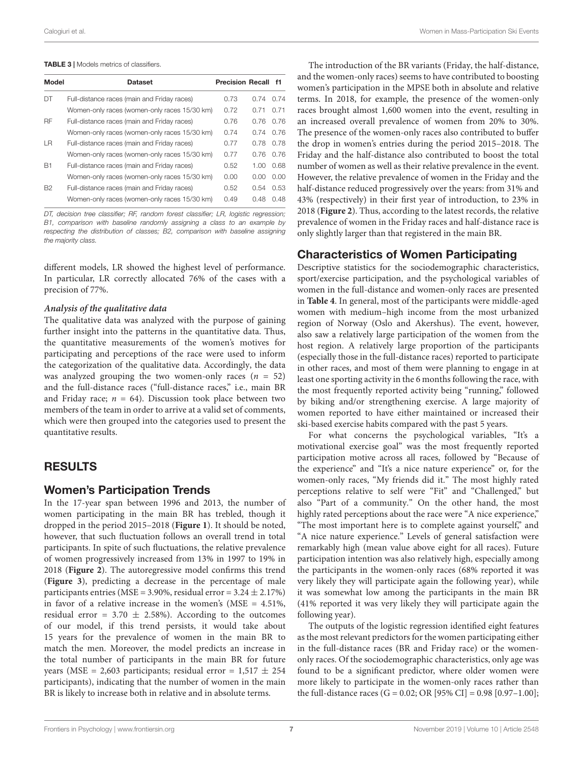**TABLE 3 |** Models metrics of classifiers.

| Model | Dataset | Precision | Recall | f1 |
|---|---|---|---|---|
| DT | Full-distance races (main and Friday races) | 0.73 | 0.74 | 0.74 |
| | Women-only races (women-only races 15/30 km) | 0.72 | 0.71 | 0.71 |
| RF | Full-distance races (main and Friday races) | 0.76 | 0.76 | 0.76 |
| | Women-only races (women-only races 15/30 km) | 0.74 | 0.74 | 0.76 |
| LR | Full-distance races (main and Friday races) | 0.77 | 0.78 | 0.78 |
| | Women-only races (women-only races 15/30 km) | 0.77 | 0.76 | 0.76 |
| B1 | Full-distance races (main and Friday races) | 0.52 | 1.00 | 0.68 |
| | Women-only races (women-only races 15/30 km) | 0.00 | 0.00 | 0.00 |
| B2 | Full-distance races (main and Friday races) | 0.52 | 0.54 | 0.53 |
| | Women-only races (women-only races 15/30 km) | 0.49 | 0.48 | 0.48 |

*DT, decision tree classifier; RF, random forest classifier; LR, logistic regression; B1, comparison with baseline randomly assigning a class to an example by respecting the distribution of classes; B2, comparison with baseline assigning the majority class.*

different models, LR showed the highest level of performance. In particular, LR correctly allocated 76% of the cases with a precision of 77%.

#### *Analysis of the qualitative data*

The qualitative data was analyzed with the purpose of gaining further insight into the patterns in the quantitative data. Thus, the quantitative measurements of the women's motives for participating and perceptions of the race were used to inform the categorization of the qualitative data. Accordingly, the data was analyzed grouping the two women-only races ($n$ = 52) and the full-distance races ("full-distance races," i.e., main BR and Friday race; $n$ = 64). Discussion took place between two members of the team in order to arrive at a valid set of comments, which were then grouped into the categories used to present the quantitative results.

## RESULTS

### Women's Participation Trends

In the 17-year span between 1996 and 2013, the number of women participating in the main BR has trebled, though it dropped in the period 2015–2018 (**Figure 1**). It should be noted, however, that such fluctuation follows an overall trend in total participants. In spite of such fluctuations, the relative prevalence of women progressively increased from 13% in 1997 to 19% in 2018 (**Figure 2**). The autoregressive model confirms this trend (**Figure 3**), predicting a decrease in the percentage of male participants entries (MSE = 3.90%, residual error = $3.24 \pm 2.17\%$) in favor of a relative increase in the women's (MSE = 4.51%, residual error = $3.70 \pm 2.58\%$). According to the outcomes of our model, if this trend persists, it would take about 15 years for the prevalence of women in the main BR to match the men. Moreover, the model predicts an increase in the total number of participants in the main BR for future years (MSE = 2,603 participants; residual error = $1{,}517 \pm 254$ participants), indicating that the number of women in the main BR is likely to increase both in relative and in absolute terms.

The introduction of the BR variants (Friday, the half-distance, and the women-only races) seems to have contributed to boosting women's participation in the MPSE both in absolute and relative terms. In 2018, for example, the presence of the women-only races brought almost 1,600 women into the event, resulting in an increased overall prevalence of women from 20% to 30%. The presence of the women-only races also contributed to buffer the drop in women's entries during the period 2015–2018. The Friday and the half-distance also contributed to boost the total number of women as well as their relative prevalence in the event. However, the relative prevalence of women in the Friday and the half-distance reduced progressively over the years: from 31% and 43% (respectively) in their first year of introduction, to 23% in 2018 (**Figure 2**). Thus, according to the latest records, the relative prevalence of women in the Friday races and half-distance race is only slightly larger than that registered in the main BR.

### Characteristics of Women Participating

Descriptive statistics for the sociodemographic characteristics, sport/exercise participation, and the psychological variables of women in the full-distance and women-only races are presented in **Table 4**. In general, most of the participants were middle-aged women with medium–high income from the most urbanized region of Norway (Oslo and Akershus). The event, however, also saw a relatively large participation of the women from the host region. A relatively large proportion of the participants (especially those in the full-distance races) reported to participate in other races, and most of them were planning to engage in at least one sporting activity in the 6 months following the race, with the most frequently reported activity being "running," followed by biking and/or strengthening exercise. A large majority of women reported to have either maintained or increased their ski-based exercise habits compared with the past 5 years.

For what concerns the psychological variables, "It's a motivational exercise goal" was the most frequently reported participation motive across all races, followed by "Because of the experience" and "It's a nice nature experience" or, for the women-only races, "My friends did it." The most highly rated perceptions relative to self were "Fit" and "Challenged," but also "Part of a community." On the other hand, the most highly rated perceptions about the race were "A nice experience," "The most important here is to complete against yourself," and "A nice nature experience." Levels of general satisfaction were remarkably high (mean value above eight for all races). Future participation intention was also relatively high, especially among the participants in the women-only races (68% reported it was very likely they will participate again the following year), while it was somewhat low among the participants in the main BR (41% reported it was very likely they will participate again the following year).

The outputs of the logistic regression identified eight features as the most relevant predictors for the women participating either in the full-distance races (BR and Friday race) or the women-only races. Of the sociodemographic characteristics, only age was found to be a significant predictor, where older women were more likely to participate in the women-only races rather than the full-distance races (G = 0.02; OR [95% CI] = 0.98 [0.97–1.00];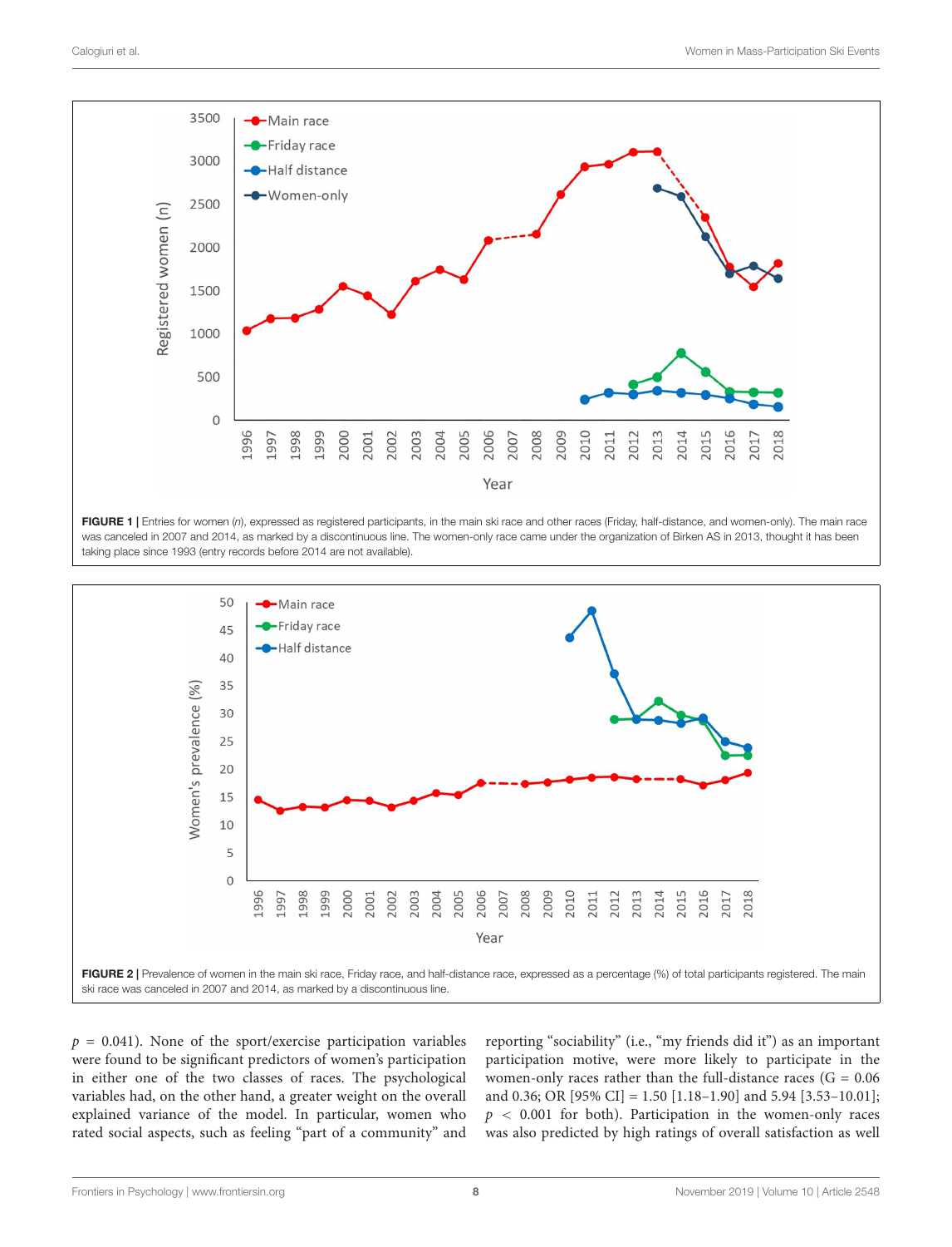FIGURE 1 | Entries for women (*n*), expressed as registered participants, in the main ski race and other races (Friday, half-distance, and women-only). The main race was canceled in 2007 and 2014, as marked by a discontinuous line. The women-only race came under the organization of Birken AS in 2013, thought it has been taking place since 1993 (entry records before 2014 are not available).

FIGURE 2 | Prevalence of women in the main ski race, Friday race, and half-distance race, expressed as a percentage (%) of total participants registered. The main ski race was canceled in 2007 and 2014, as marked by a discontinuous line.

$p$ = 0.041). None of the sport/exercise participation variables were found to be significant predictors of women's participation in either one of the two classes of races. The psychological variables had, on the other hand, a greater weight on the overall explained variance of the model. In particular, women who rated social aspects, such as feeling "part of a community" and reporting "sociability" (i.e., "my friends did it") as an important participation motive, were more likely to participate in the women-only races rather than the full-distance races (G = 0.06 and 0.36; OR [95% CI] = 1.50 [1.18–1.90] and 5.94 [3.53–10.01]; $p < 0.001$ for both). Participation in the women-only races was also predicted by high ratings of overall satisfaction as well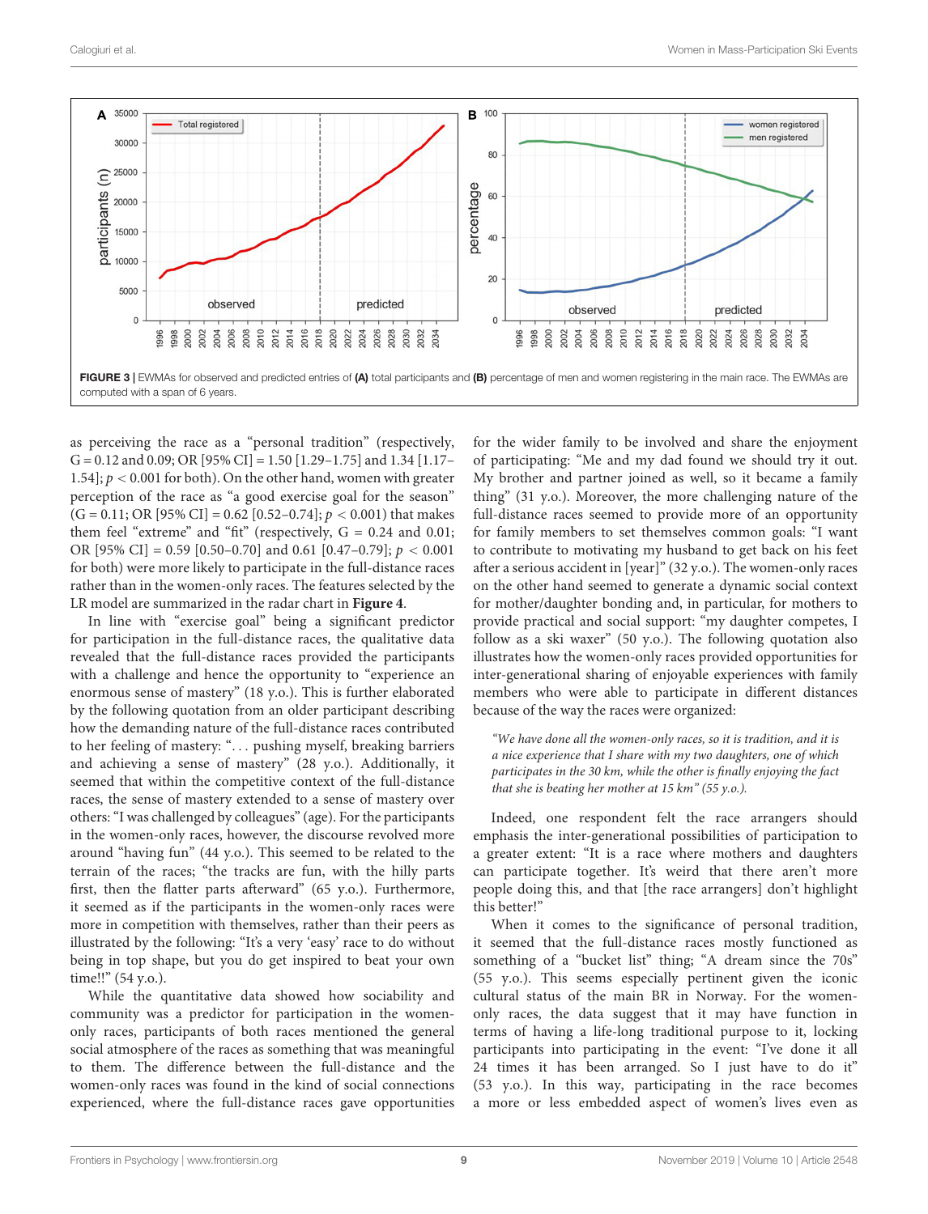FIGURE 3 | EWMAs for observed and predicted entries of **(A)** total participants and **(B)** percentage of men and women registering in the main race. The EWMAs are computed with a span of 6 years.

as perceiving the race as a "personal tradition" (respectively, G = 0.12 and 0.09; OR [95% CI] = 1.50 [1.29–1.75] and 1.34 [1.17–1.54]; $p < 0.001$ for both). On the other hand, women with greater perception of the race as "a good exercise goal for the season" (G = 0.11; OR [95% CI] = 0.62 [0.52–0.74]; $p < 0.001$) that makes them feel "extreme" and "fit" (respectively, G = 0.24 and 0.01; OR [95% CI] = 0.59 [0.50–0.70] and 0.61 [0.47–0.79]; $p < 0.001$ for both) were more likely to participate in the full-distance races rather than in the women-only races. The features selected by the LR model are summarized in the radar chart in **Figure 4**.

In line with "exercise goal" being a significant predictor for participation in the full-distance races, the qualitative data revealed that the full-distance races provided the participants with a challenge and hence the opportunity to "experience an enormous sense of mastery" (18 y.o.). This is further elaborated by the following quotation from an older participant describing how the demanding nature of the full-distance races contributed to her feeling of mastery: "... pushing myself, breaking barriers and achieving a sense of mastery" (28 y.o.). Additionally, it seemed that within the competitive context of the full-distance races, the sense of mastery extended to a sense of mastery over others: "I was challenged by colleagues" (age). For the participants in the women-only races, however, the discourse revolved more around "having fun" (44 y.o.). This seemed to be related to the terrain of the races; "the tracks are fun, with the hilly parts first, then the flatter parts afterward" (65 y.o.). Furthermore, it seemed as if the participants in the women-only races were more in competition with themselves, rather than their peers as illustrated by the following: "It's a very 'easy' race to do without being in top shape, but you do get inspired to beat your own time!!" (54 y.o.).

While the quantitative data showed how sociability and community was a predictor for participation in the women-only races, participants of both races mentioned the general social atmosphere of the races as something that was meaningful to them. The difference between the full-distance and the women-only races was found in the kind of social connections experienced, where the full-distance races gave opportunities for the wider family to be involved and share the enjoyment of participating: "Me and my dad found we should try it out. My brother and partner joined as well, so it became a family thing" (31 y.o.). Moreover, the more challenging nature of the full-distance races seemed to provide more of an opportunity for family members to set themselves common goals: "I want to contribute to motivating my husband to get back on his feet after a serious accident in [year]" (32 y.o.). The women-only races on the other hand seemed to generate a dynamic social context for mother/daughter bonding and, in particular, for mothers to provide practical and social support: "my daughter competes, I follow as a ski waxer" (50 y.o.). The following quotation also illustrates how the women-only races provided opportunities for inter-generational sharing of enjoyable experiences with family members who were able to participate in different distances because of the way the races were organized:

> *"We have done all the women-only races, so it is tradition, and it is a nice experience that I share with my two daughters, one of which participates in the 30 km, while the other is finally enjoying the fact that she is beating her mother at 15 km" (55 y.o.).*

Indeed, one respondent felt the race arrangers should emphasis the inter-generational possibilities of participation to a greater extent: "It is a race where mothers and daughters can participate together. It's weird that there aren't more people doing this, and that [the race arrangers] don't highlight this better!"

When it comes to the significance of personal tradition, it seemed that the full-distance races mostly functioned as something of a "bucket list" thing; "A dream since the 70s" (55 y.o.). This seems especially pertinent given the iconic cultural status of the main BR in Norway. For the women-only races, the data suggest that it may have function in terms of having a life-long traditional purpose to it, locking participants into participating in the event: "I've done it all 24 times it has been arranged. So I just have to do it" (53 y.o.). In this way, participating in the race becomes a more or less embedded aspect of women's lives even as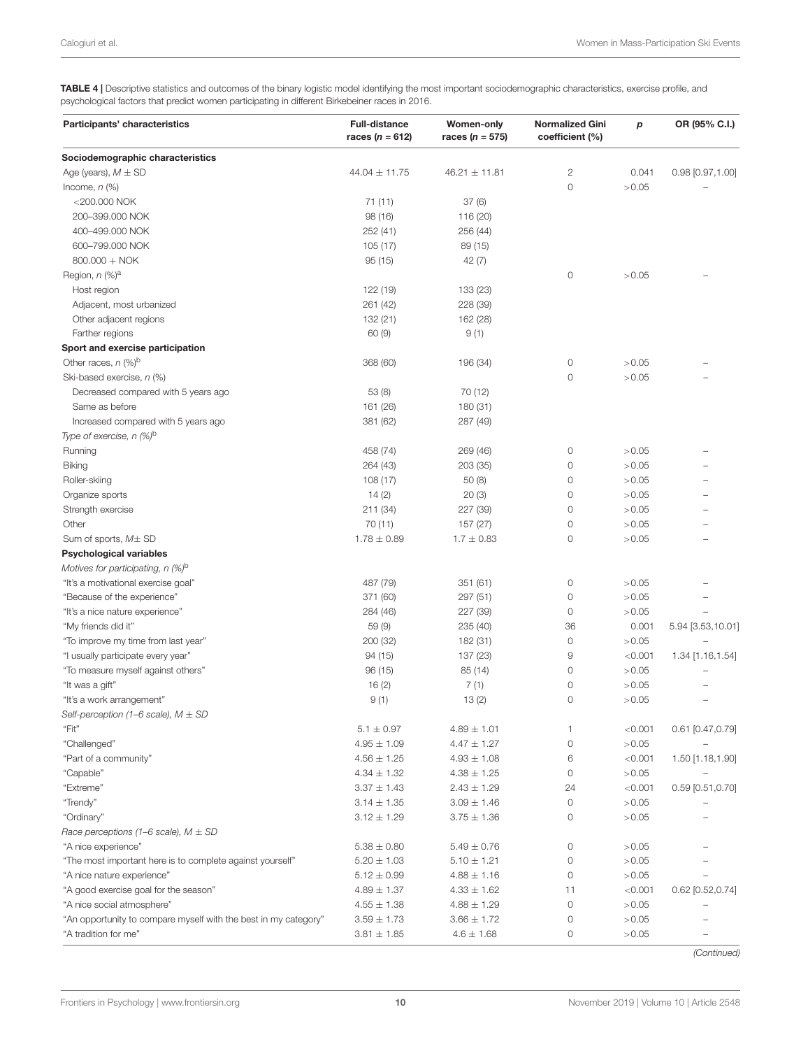**TABLE 4 |** Descriptive statistics and outcomes of the binary logistic model identifying the most important sociodemographic characteristics, exercise profile, and psychological factors that predict women participating in different Birkebeiner races in 2016.

| Participants' characteristics | Full-distance races ($n$ = 612) | Women-only races ($n$ = 575) | Normalized Gini coefficient (%) | $p$ | OR (95% C.I.) |
|---|---|---|---|---|---|
| **Sociodemographic characteristics** | | | | | |
| Age (years), $M \pm$ SD | 44.04 ± 11.75 | 46.21 ± 11.81 | 2 | 0.041 | 0.98 [0.97,1.00] |
| Income, $n$ (%) | | | 0 | >0.05 | – |
| <200.000 NOK | 71 (11) | 37 (6) | | | |
| 200–399.000 NOK | 98 (16) | 116 (20) | | | |
| 400–499.000 NOK | 252 (41) | 256 (44) | | | |
| 600–799.000 NOK | 105 (17) | 89 (15) | | | |
| 800.000 + NOK | 95 (15) | 42 (7) | | | |
| Region, $n$ (%)[a] | | | 0 | >0.05 | – |
| Host region | 122 (19) | 133 (23) | | | |
| Adjacent, most urbanized | 261 (42) | 228 (39) | | | |
| Other adjacent regions | 132 (21) | 162 (28) | | | |
| Farther regions | 60 (9) | 9 (1) | | | |
| **Sport and exercise participation** | | | | | |
| Other races, $n$ (%)[b] | 368 (60) | 196 (34) | 0 | >0.05 | – |
| Ski-based exercise, $n$ (%) | | | 0 | >0.05 | – |
| Decreased compared with 5 years ago | 53 (8) | 70 (12) | | | |
| Same as before | 161 (26) | 180 (31) | | | |
| Increased compared with 5 years ago | 381 (62) | 287 (49) | | | |
| *Type of exercise, n (%)*[b] | | | | | |
| Running | 458 (74) | 269 (46) | 0 | >0.05 | – |
| Biking | 264 (43) | 203 (35) | 0 | >0.05 | – |
| Roller-skiing | 108 (17) | 50 (8) | 0 | >0.05 | – |
| Organize sports | 14 (2) | 20 (3) | 0 | >0.05 | – |
| Strength exercise | 211 (34) | 227 (39) | 0 | >0.05 | – |
| Other | 70 (11) | 157 (27) | 0 | >0.05 | – |
| Sum of sports, $M\pm$ SD | 1.78 ± 0.89 | 1.7 ± 0.83 | 0 | >0.05 | – |
| **Psychological variables** | | | | | |
| *Motives for participating, n (%)*[b] | | | | | |
| "It's a motivational exercise goal" | 487 (79) | 351 (61) | 0 | >0.05 | – |
| "Because of the experience" | 371 (60) | 297 (51) | 0 | >0.05 | – |
| "It's a nice nature experience" | 284 (46) | 227 (39) | 0 | >0.05 | – |
| "My friends did it" | 59 (9) | 235 (40) | 36 | 0.001 | 5.94 [3.53,10.01] |
| "To improve my time from last year" | 200 (32) | 182 (31) | 0 | >0.05 | – |
| "I usually participate every year" | 94 (15) | 137 (23) | 9 | <0.001 | 1.34 [1.16,1.54] |
| "To measure myself against others" | 96 (15) | 85 (14) | 0 | >0.05 | – |
| "It was a gift" | 16 (2) | 7 (1) | 0 | >0.05 | – |
| "It's a work arrangement" | 9 (1) | 13 (2) | 0 | >0.05 | – |
| *Self-perception (1–6 scale), M ± SD* | | | | | |
| "Fit" | 5.1 ± 0.97 | 4.89 ± 1.01 | 1 | <0.001 | 0.61 [0.47,0.79] |
| "Challenged" | 4.95 ± 1.09 | 4.47 ± 1.27 | 0 | >0.05 | – |
| "Part of a community" | 4.56 ± 1.25 | 4.93 ± 1.08 | 6 | <0.001 | 1.50 [1.18,1.90] |
| "Capable" | 4.34 ± 1.32 | 4.38 ± 1.25 | 0 | >0.05 | – |
| "Extreme" | 3.37 ± 1.43 | 2.43 ± 1.29 | 24 | <0.001 | 0.59 [0.51,0.70] |
| "Trendy" | 3.14 ± 1.35 | 3.09 ± 1.46 | 0 | >0.05 | – |
| "Ordinary" | 3.12 ± 1.29 | 3.75 ± 1.36 | 0 | >0.05 | – |
| *Race perceptions (1–6 scale), M ± SD* | | | | | |
| "A nice experience" | 5.38 ± 0.80 | 5.49 ± 0.76 | 0 | >0.05 | – |
| "The most important here is to complete against yourself" | 5.20 ± 1.03 | 5.10 ± 1.21 | 0 | >0.05 | – |
| "A nice nature experience" | 5.12 ± 0.99 | 4.88 ± 1.16 | 0 | >0.05 | – |
| "A good exercise goal for the season" | 4.89 ± 1.37 | 4.33 ± 1.62 | 11 | <0.001 | 0.62 [0.52,0.74] |
| "A nice social atmosphere" | 4.55 ± 1.38 | 4.88 ± 1.29 | 0 | >0.05 | – |
| "An opportunity to compare myself with the best in my category" | 3.59 ± 1.73 | 3.66 ± 1.72 | 0 | >0.05 | – |
| "A tradition for me" | 3.81 ± 1.85 | 4.6 ± 1.68 | 0 | >0.05 | – |

*(Continued)*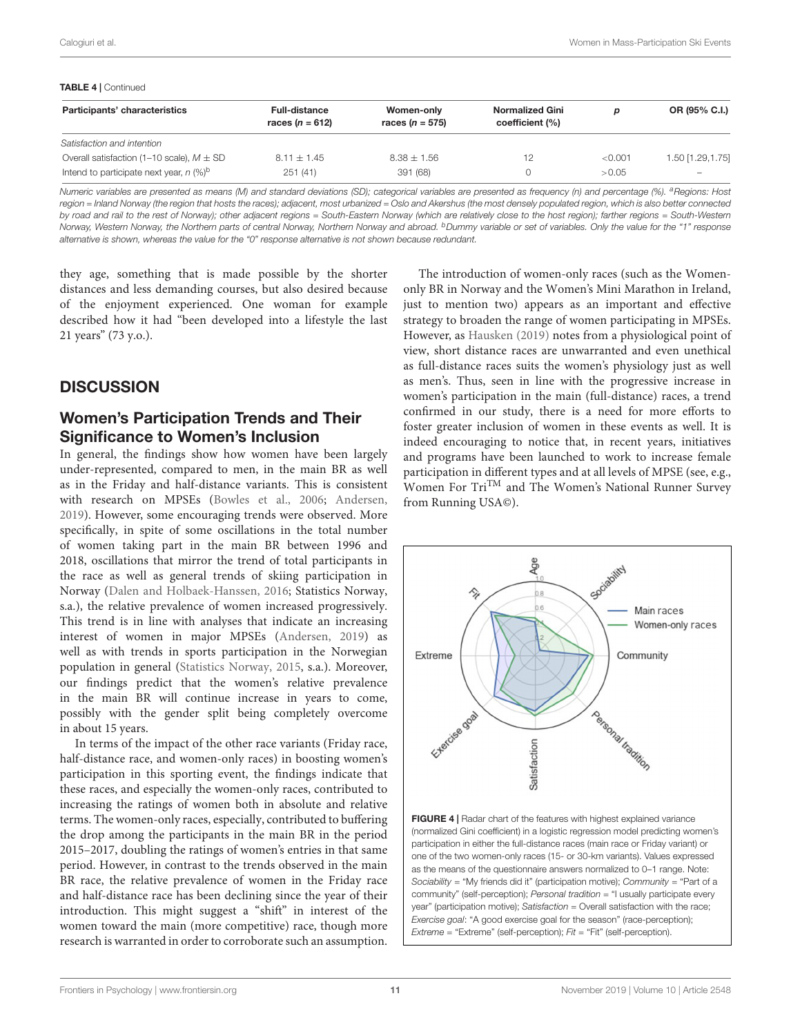**TABLE 4** | Continued

| Participants' characteristics | Full-distance races ($n$ = 612) | Women-only races ($n$ = 575) | Normalized Gini coefficient (%) | $p$ | OR (95% C.I.) |
|---|---|---|---|---|---|
| *Satisfaction and intention* | | | | | |
| Overall satisfaction (1–10 scale), $M \pm$ SD | 8.11 ± 1.45 | 8.38 ± 1.56 | 12 | <0.001 | 1.50 [1.29,1.75] |
| Intend to participate next year, $n$ (%)[b] | 251 (41) | 391 (68) | 0 | >0.05 | – |

*Numeric variables are presented as means (M) and standard deviations (SD); categorical variables are presented as frequency (n) and percentage (%). [a]Regions: Host region = Inland Norway (the region that hosts the races); adjacent, most urbanized = Oslo and Akershus (the most densely populated region, which is also better connected by road and rail to the rest of Norway); other adjacent regions = South-Eastern Norway (which are relatively close to the host region); farther regions = South-Western Norway, Western Norway, the Northern parts of central Norway, Northern Norway and abroad. [b]Dummy variable or set of variables. Only the value for the "1" response alternative is shown, whereas the value for the "0" response alternative is not shown because redundant.*

they age, something that is made possible by the shorter distances and less demanding courses, but also desired because of the enjoyment experienced. One woman for example described how it had "been developed into a lifestyle the last 21 years" (73 y.o.).

## DISCUSSION

### Women's Participation Trends and Their Significance to Women's Inclusion

In general, the findings show how women have been largely under-represented, compared to men, in the main BR as well as in the Friday and half-distance variants. This is consistent with research on MPSEs (Bowles et al., 2006; Andersen, 2019). However, some encouraging trends were observed. More specifically, in spite of some oscillations in the total number of women taking part in the main BR between 1996 and 2018, oscillations that mirror the trend of total participants in the race as well as general trends of skiing participation in Norway (Dalen and Holbaek-Hanssen, 2016; Statistics Norway, s.a.), the relative prevalence of women increased progressively. This trend is in line with analyses that indicate an increasing interest of women in major MPSEs (Andersen, 2019) as well as with trends in sports participation in the Norwegian population in general (Statistics Norway, 2015, s.a.). Moreover, our findings predict that the women's relative prevalence in the main BR will continue increase in years to come, possibly with the gender split being completely overcome in about 15 years.

In terms of the impact of the other race variants (Friday race, half-distance race, and women-only races) in boosting women's participation in this sporting event, the findings indicate that these races, and especially the women-only races, contributed to increasing the ratings of women both in absolute and relative terms. The women-only races, especially, contributed to buffering the drop among the participants in the main BR in the period 2015–2017, doubling the ratings of women's entries in that same period. However, in contrast to the trends observed in the main BR race, the relative prevalence of women in the Friday race and half-distance race has been declining since the year of their introduction. This might suggest a "shift" in interest of the women toward the main (more competitive) race, though more research is warranted in order to corroborate such an assumption.

The introduction of women-only races (such as the Women-only BR in Norway and the Women's Mini Marathon in Ireland, just to mention two) appears as an important and effective strategy to broaden the range of women participating in MPSEs. However, as Hausken (2019) notes from a physiological point of view, short distance races are unwarranted and even unethical as full-distance races suits the women's physiology just as well as men's. Thus, seen in line with the progressive increase in women's participation in the main (full-distance) races, a trend confirmed in our study, there is a need for more efforts to foster greater inclusion of women in these events as well. It is indeed encouraging to notice that, in recent years, initiatives and programs have been launched to work to increase female participation in different types and at all levels of MPSE (see, e.g., Women For Tri™ and The Women's National Runner Survey from Running USA©).

**FIGURE 4** | Radar chart of the features with highest explained variance (normalized Gini coefficient) in a logistic regression model predicting women's participation in either the full-distance races (main race or Friday variant) or one of the two women-only races (15- or 30-km variants). Values expressed as the means of the questionnaire answers normalized to 0–1 range. Note: *Sociability* = "My friends did it" (participation motive); *Community* = "Part of a community" (self-perception); *Personal tradition* = "I usually participate every year" (participation motive); *Satisfaction* = Overall satisfaction with the race; *Exercise goal*: "A good exercise goal for the season" (race-perception); *Extreme* = "Extreme" (self-perception); *Fit* = "Fit" (self-perception).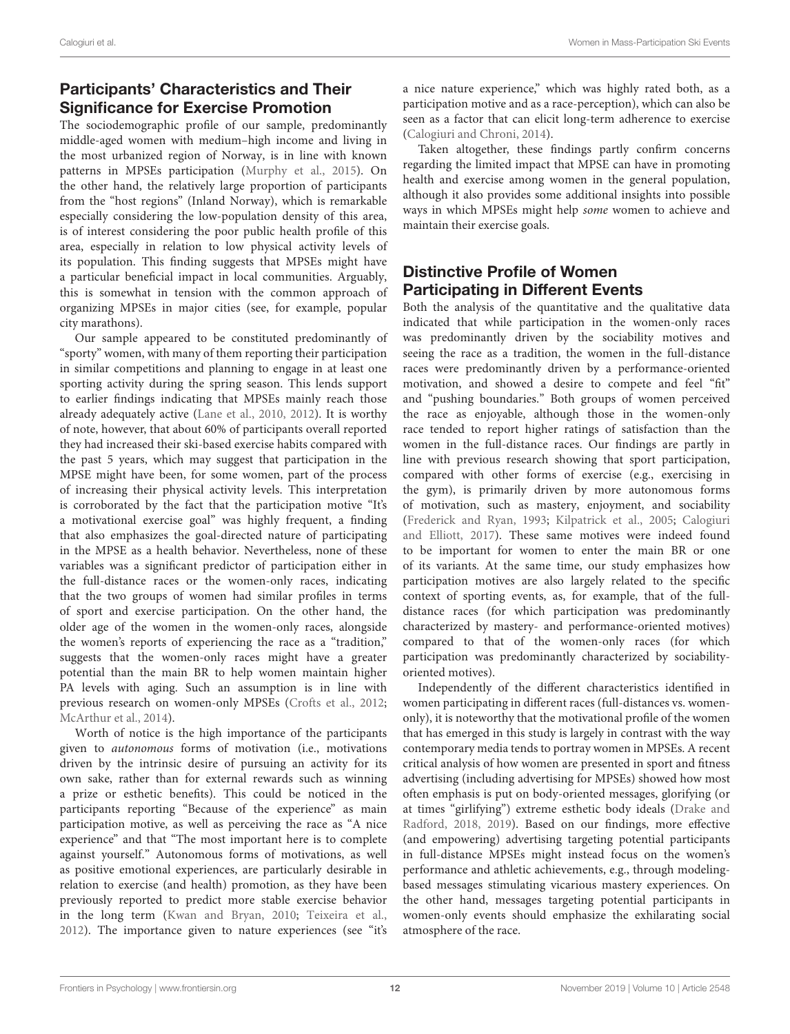## Participants' Characteristics and Their Significance for Exercise Promotion

The sociodemographic profile of our sample, predominantly middle-aged women with medium–high income and living in the most urbanized region of Norway, is in line with known patterns in MPSEs participation (Murphy et al., 2015). On the other hand, the relatively large proportion of participants from the "host regions" (Inland Norway), which is remarkable especially considering the low-population density of this area, is of interest considering the poor public health profile of this area, especially in relation to low physical activity levels of its population. This finding suggests that MPSEs might have a particular beneficial impact in local communities. Arguably, this is somewhat in tension with the common approach of organizing MPSEs in major cities (see, for example, popular city marathons).

Our sample appeared to be constituted predominantly of "sporty" women, with many of them reporting their participation in similar competitions and planning to engage in at least one sporting activity during the spring season. This lends support to earlier findings indicating that MPSEs mainly reach those already adequately active (Lane et al., 2010, 2012). It is worthy of note, however, that about 60% of participants overall reported they had increased their ski-based exercise habits compared with the past 5 years, which may suggest that participation in the MPSE might have been, for some women, part of the process of increasing their physical activity levels. This interpretation is corroborated by the fact that the participation motive "It's a motivational exercise goal" was highly frequent, a finding that also emphasizes the goal-directed nature of participating in the MPSE as a health behavior. Nevertheless, none of these variables was a significant predictor of participation either in the full-distance races or the women-only races, indicating that the two groups of women had similar profiles in terms of sport and exercise participation. On the other hand, the older age of the women in the women-only races, alongside the women's reports of experiencing the race as a "tradition," suggests that the women-only races might have a greater potential than the main BR to help women maintain higher PA levels with aging. Such an assumption is in line with previous research on women-only MPSEs (Crofts et al., 2012; McArthur et al., 2014).

Worth of notice is the high importance of the participants given to *autonomous* forms of motivation (i.e., motivations driven by the intrinsic desire of pursuing an activity for its own sake, rather than for external rewards such as winning a prize or esthetic benefits). This could be noticed in the participants reporting "Because of the experience" as main participation motive, as well as perceiving the race as "A nice experience" and that "The most important here is to complete against yourself." Autonomous forms of motivations, as well as positive emotional experiences, are particularly desirable in relation to exercise (and health) promotion, as they have been previously reported to predict more stable exercise behavior in the long term (Kwan and Bryan, 2010; Teixeira et al., 2012). The importance given to nature experiences (see "it's a nice nature experience," which was highly rated both, as a participation motive and as a race-perception), which can also be seen as a factor that can elicit long-term adherence to exercise (Calogiuri and Chroni, 2014).

Taken altogether, these findings partly confirm concerns regarding the limited impact that MPSE can have in promoting health and exercise among women in the general population, although it also provides some additional insights into possible ways in which MPSEs might help *some* women to achieve and maintain their exercise goals.

## Distinctive Profile of Women Participating in Different Events

Both the analysis of the quantitative and the qualitative data indicated that while participation in the women-only races was predominantly driven by the sociability motives and seeing the race as a tradition, the women in the full-distance races were predominantly driven by a performance-oriented motivation, and showed a desire to compete and feel "fit" and "pushing boundaries." Both groups of women perceived the race as enjoyable, although those in the women-only race tended to report higher ratings of satisfaction than the women in the full-distance races. Our findings are partly in line with previous research showing that sport participation, compared with other forms of exercise (e.g., exercising in the gym), is primarily driven by more autonomous forms of motivation, such as mastery, enjoyment, and sociability (Frederick and Ryan, 1993; Kilpatrick et al., 2005; Calogiuri and Elliott, 2017). These same motives were indeed found to be important for women to enter the main BR or one of its variants. At the same time, our study emphasizes how participation motives are also largely related to the specific context of sporting events, as, for example, that of the full-distance races (for which participation was predominantly characterized by mastery- and performance-oriented motives) compared to that of the women-only races (for which participation was predominantly characterized by sociability-oriented motives).

Independently of the different characteristics identified in women participating in different races (full-distances vs. women-only), it is noteworthy that the motivational profile of the women that has emerged in this study is largely in contrast with the way contemporary media tends to portray women in MPSEs. A recent critical analysis of how women are presented in sport and fitness advertising (including advertising for MPSEs) showed how most often emphasis is put on body-oriented messages, glorifying (or at times "girlifying") extreme esthetic body ideals (Drake and Radford, 2018, 2019). Based on our findings, more effective (and empowering) advertising targeting potential participants in full-distance MPSEs might instead focus on the women's performance and athletic achievements, e.g., through modeling-based messages stimulating vicarious mastery experiences. On the other hand, messages targeting potential participants in women-only events should emphasize the exhilarating social atmosphere of the race.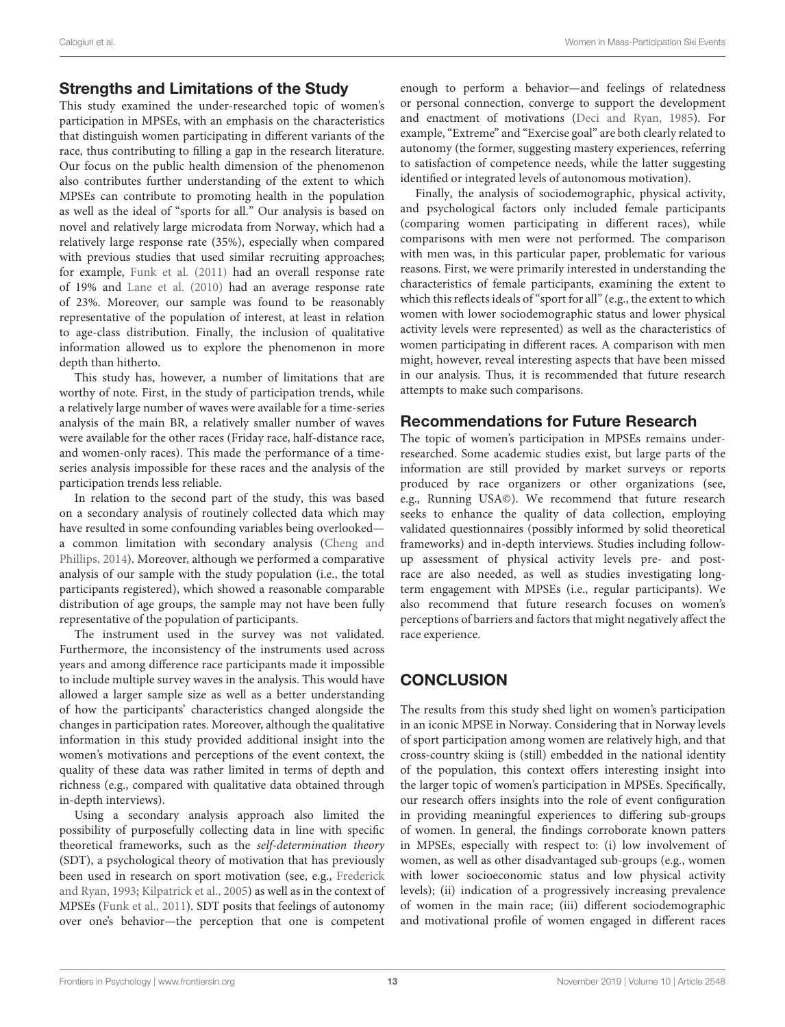## Strengths and Limitations of the Study

This study examined the under-researched topic of women's participation in MPSEs, with an emphasis on the characteristics that distinguish women participating in different variants of the race, thus contributing to filling a gap in the research literature. Our focus on the public health dimension of the phenomenon also contributes further understanding of the extent to which MPSEs can contribute to promoting health in the population as well as the ideal of "sports for all." Our analysis is based on novel and relatively large microdata from Norway, which had a relatively large response rate (35%), especially when compared with previous studies that used similar recruiting approaches; for example, Funk et al. (2011) had an overall response rate of 19% and Lane et al. (2010) had an average response rate of 23%. Moreover, our sample was found to be reasonably representative of the population of interest, at least in relation to age-class distribution. Finally, the inclusion of qualitative information allowed us to explore the phenomenon in more depth than hitherto.

This study has, however, a number of limitations that are worthy of note. First, in the study of participation trends, while a relatively large number of waves were available for a time-series analysis of the main BR, a relatively smaller number of waves were available for the other races (Friday race, half-distance race, and women-only races). This made the performance of a time-series analysis impossible for these races and the analysis of the participation trends less reliable.

In relation to the second part of the study, this was based on a secondary analysis of routinely collected data which may have resulted in some confounding variables being overlooked—a common limitation with secondary analysis (Cheng and Phillips, 2014). Moreover, although we performed a comparative analysis of our sample with the study population (i.e., the total participants registered), which showed a reasonable comparable distribution of age groups, the sample may not have been fully representative of the population of participants.

The instrument used in the survey was not validated. Furthermore, the inconsistency of the instruments used across years and among difference race participants made it impossible to include multiple survey waves in the analysis. This would have allowed a larger sample size as well as a better understanding of how the participants' characteristics changed alongside the changes in participation rates. Moreover, although the qualitative information in this study provided additional insight into the women's motivations and perceptions of the event context, the quality of these data was rather limited in terms of depth and richness (e.g., compared with qualitative data obtained through in-depth interviews).

Using a secondary analysis approach also limited the possibility of purposefully collecting data in line with specific theoretical frameworks, such as the *self-determination theory* (SDT), a psychological theory of motivation that has previously been used in research on sport motivation (see, e.g., Frederick and Ryan, 1993; Kilpatrick et al., 2005) as well as in the context of MPSEs (Funk et al., 2011). SDT posits that feelings of autonomy over one's behavior—the perception that one is competent enough to perform a behavior—and feelings of relatedness or personal connection, converge to support the development and enactment of motivations (Deci and Ryan, 1985). For example, "Extreme" and "Exercise goal" are both clearly related to autonomy (the former, suggesting mastery experiences, referring to satisfaction of competence needs, while the latter suggesting identified or integrated levels of autonomous motivation).

Finally, the analysis of sociodemographic, physical activity, and psychological factors only included female participants (comparing women participating in different races), while comparisons with men were not performed. The comparison with men was, in this particular paper, problematic for various reasons. First, we were primarily interested in understanding the characteristics of female participants, examining the extent to which this reflects ideals of "sport for all" (e.g., the extent to which women with lower sociodemographic status and lower physical activity levels were represented) as well as the characteristics of women participating in different races. A comparison with men might, however, reveal interesting aspects that have been missed in our analysis. Thus, it is recommended that future research attempts to make such comparisons.

## Recommendations for Future Research

The topic of women's participation in MPSEs remains under-researched. Some academic studies exist, but large parts of the information are still provided by market surveys or reports produced by race organizers or other organizations (see, e.g., Running USA©). We recommend that future research seeks to enhance the quality of data collection, employing validated questionnaires (possibly informed by solid theoretical frameworks) and in-depth interviews. Studies including follow-up assessment of physical activity levels pre- and post-race are also needed, as well as studies investigating long-term engagement with MPSEs (i.e., regular participants). We also recommend that future research focuses on women's perceptions of barriers and factors that might negatively affect the race experience.

# CONCLUSION

The results from this study shed light on women's participation in an iconic MPSE in Norway. Considering that in Norway levels of sport participation among women are relatively high, and that cross-country skiing is (still) embedded in the national identity of the population, this context offers interesting insight into the larger topic of women's participation in MPSEs. Specifically, our research offers insights into the role of event configuration in providing meaningful experiences to differing sub-groups of women. In general, the findings corroborate known patterns in MPSEs, especially with respect to: (i) low involvement of women, as well as other disadvantaged sub-groups (e.g., women with lower socioeconomic status and low physical activity levels); (ii) indication of a progressively increasing prevalence of women in the main race; (iii) different sociodemographic and motivational profile of women engaged in different races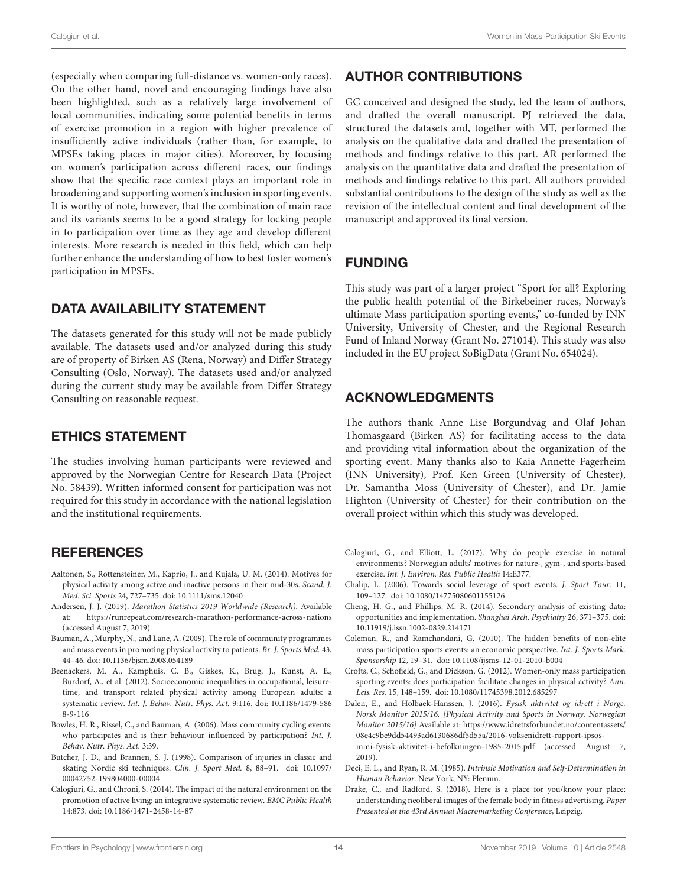(especially when comparing full-distance vs. women-only races). On the other hand, novel and encouraging findings have also been highlighted, such as a relatively large involvement of local communities, indicating some potential benefits in terms of exercise promotion in a region with higher prevalence of insufficiently active individuals (rather than, for example, to MPSEs taking places in major cities). Moreover, by focusing on women's participation across different races, our findings show that the specific race context plays an important role in broadening and supporting women's inclusion in sporting events. It is worthy of note, however, that the combination of main race and its variants seems to be a good strategy for locking people in to participation over time as they age and develop different interests. More research is needed in this field, which can help further enhance the understanding of how to best foster women's participation in MPSEs.

## DATA AVAILABILITY STATEMENT

The datasets generated for this study will not be made publicly available. The datasets used and/or analyzed during this study are of property of Birken AS (Rena, Norway) and Differ Strategy Consulting (Oslo, Norway). The datasets used and/or analyzed during the current study may be available from Differ Strategy Consulting on reasonable request.

## ETHICS STATEMENT

The studies involving human participants were reviewed and approved by the Norwegian Centre for Research Data (Project No. 58439). Written informed consent for participation was not required for this study in accordance with the national legislation and the institutional requirements.

## AUTHOR CONTRIBUTIONS

GC conceived and designed the study, led the team of authors, and drafted the overall manuscript. PJ retrieved the data, structured the datasets and, together with MT, performed the analysis on the qualitative data and drafted the presentation of methods and findings relative to this part. AR performed the analysis on the quantitative data and drafted the presentation of methods and findings relative to this part. All authors provided substantial contributions to the design of the study as well as the revision of the intellectual content and final development of the manuscript and approved its final version.

## FUNDING

This study was part of a larger project "Sport for all? Exploring the public health potential of the Birkebeiner races, Norway's ultimate Mass participation sporting events," co-funded by INN University, University of Chester, and the Regional Research Fund of Inland Norway (Grant No. 271014). This study was also included in the EU project SoBigData (Grant No. 654024).

## ACKNOWLEDGMENTS

The authors thank Anne Lise Borgundvåg and Olaf Johan Thomasgaard (Birken AS) for facilitating access to the data and providing vital information about the organization of the sporting event. Many thanks also to Kaia Annette Fagerheim (INN University), Prof. Ken Green (University of Chester), Dr. Samantha Moss (University of Chester), and Dr. Jamie Highton (University of Chester) for their contribution on the overall project within which this study was developed.

## REFERENCES

Aaltonen, S., Rottensteiner, M., Kaprio, J., and Kujala, U. M. (2014). Motives for physical activity among active and inactive persons in their mid-30s. *Scand. J. Med. Sci. Sports* 24, 727–735. doi: 10.1111/sms.12040

Andersen, J. J. (2019). *Marathon Statistics 2019 Worldwide (Research)*. Available at: https://runrepeat.com/research-marathon-performance-across-nations (accessed August 7, 2019).

Bauman, A., Murphy, N., and Lane, A. (2009). The role of community programmes and mass events in promoting physical activity to patients. *Br. J. Sports Med.* 43, 44–46. doi: 10.1136/bjsm.2008.054189

Beenackers, M. A., Kamphuis, C. B., Giskes, K., Brug, J., Kunst, A. E., Burdorf, A., et al. (2012). Socioeconomic inequalities in occupational, leisure-time, and transport related physical activity among European adults: a systematic review. *Int. J. Behav. Nutr. Phys. Act.* 9:116. doi: 10.1186/1479-5868-9-116

Bowles, H. R., Rissel, C., and Bauman, A. (2006). Mass community cycling events: who participates and is their behaviour influenced by participation? *Int. J. Behav. Nutr. Phys. Act.* 3:39.

Butcher, J. D., and Brannen, S. J. (1998). Comparison of injuries in classic and skating Nordic ski techniques. *Clin. J. Sport Med.* 8, 88–91. doi: 10.1097/00042752-199804000-00004

Calogiuri, G., and Chroni, S. (2014). The impact of the natural environment on the promotion of active living: an integrative systematic review. *BMC Public Health* 14:873. doi: 10.1186/1471-2458-14-87

Calogiuri, G., and Elliott, L. (2017). Why do people exercise in natural environments? Norwegian adults' motives for nature-, gym-, and sports-based exercise. *Int. J. Environ. Res. Public Health* 14:E377.

Chalip, L. (2006). Towards social leverage of sport events. *J. Sport Tour.* 11, 109–127. doi: 10.1080/14775080601155126

Cheng, H. G., and Phillips, M. R. (2014). Secondary analysis of existing data: opportunities and implementation. *Shanghai Arch. Psychiatry* 26, 371–375. doi: 10.11919/j.issn.1002-0829.214171

Coleman, R., and Ramchandani, G. (2010). The hidden benefits of non-elite mass participation sports events: an economic perspective. *Int. J. Sports Mark. Sponsorship* 12, 19–31. doi: 10.1108/ijsms-12-01-2010-b004

Crofts, C., Schofield, G., and Dickson, G. (2012). Women-only mass participation sporting events: does participation facilitate changes in physical activity? *Ann. Leis. Res.* 15, 148–159. doi: 10.1080/11745398.2012.685297

Dalen, E., and Holbaek-Hanssen, J. (2016). *Fysisk aktivitet og idrett i Norge. Norsk Monitor 2015/16. [Physical Activity and Sports in Norway. Norwegian Monitor 2015/16]* Available at: https://www.idrettsforbundet.no/contentassets/08e4c9be9dd54493ad6130686df5d55a/2016-voksenidrett-rapport-ipsos-mmi-fysisk-aktivitet-i-befolkningen-1985-2015.pdf (accessed August 7, 2019).

Deci, E. L., and Ryan, R. M. (1985). *Intrinsic Motivation and Self-Determination in Human Behavior*. New York, NY: Plenum.

Drake, C., and Radford, S. (2018). Here is a place for you/know your place: understanding neoliberal images of the female body in fitness advertising. *Paper Presented at the 43rd Annual Macromarketing Conference*, Leipzig.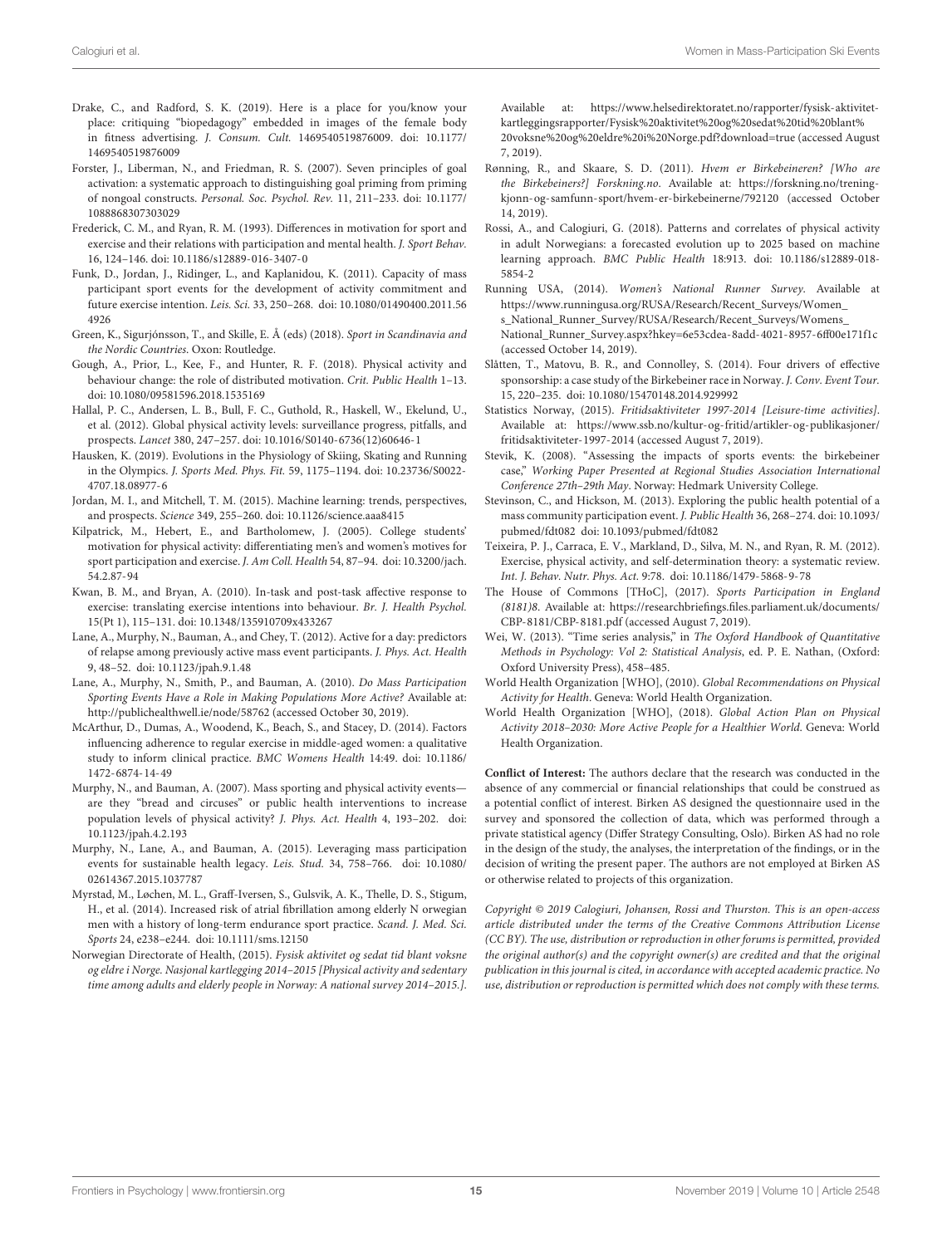Drake, C., and Radford, S. K. (2019). Here is a place for you/know your place: critiquing "biopedagogy" embedded in images of the female body in fitness advertising. *J. Consum. Cult.* 1469540519876009. doi: 10.1177/1469540519876009

Forster, J., Liberman, N., and Friedman, R. S. (2007). Seven principles of goal activation: a systematic approach to distinguishing goal priming from priming of nongoal constructs. *Personal. Soc. Psychol. Rev.* 11, 211–233. doi: 10.1177/1088868307303029

Frederick, C. M., and Ryan, R. M. (1993). Differences in motivation for sport and exercise and their relations with participation and mental health. *J. Sport Behav.* 16, 124–146. doi: 10.1186/s12889-016-3407-0

Funk, D., Jordan, J., Ridinger, L., and Kaplanidou, K. (2011). Capacity of mass participant sport events for the development of activity commitment and future exercise intention. *Leis. Sci.* 33, 250–268. doi: 10.1080/01490400.2011.564926

Green, K., Sigurjónsson, T., and Skille, E. Å (eds) (2018). *Sport in Scandinavia and the Nordic Countries*. Oxon: Routledge.

Gough, A., Prior, L., Kee, F., and Hunter, R. F. (2018). Physical activity and behaviour change: the role of distributed motivation. *Crit. Public Health* 1–13. doi: 10.1080/09581596.2018.1535169

Hallal, P. C., Andersen, L. B., Bull, F. C., Guthold, R., Haskell, W., Ekelund, U., et al. (2012). Global physical activity levels: surveillance progress, pitfalls, and prospects. *Lancet* 380, 247–257. doi: 10.1016/S0140-6736(12)60646-1

Hausken, K. (2019). Evolutions in the Physiology of Skiing, Skating and Running in the Olympics. *J. Sports Med. Phys. Fit.* 59, 1175–1194. doi: 10.23736/S0022-4707.18.08977-6

Jordan, M. I., and Mitchell, T. M. (2015). Machine learning: trends, perspectives, and prospects. *Science* 349, 255–260. doi: 10.1126/science.aaa8415

Kilpatrick, M., Hebert, E., and Bartholomew, J. (2005). College students' motivation for physical activity: differentiating men's and women's motives for sport participation and exercise. *J. Am Coll. Health* 54, 87–94. doi: 10.3200/jach.54.2.87-94

Kwan, B. M., and Bryan, A. (2010). In-task and post-task affective response to exercise: translating exercise intentions into behaviour. *Br. J. Health Psychol.* 15(Pt 1), 115–131. doi: 10.1348/135910709x433267

Lane, A., Murphy, N., Bauman, A., and Chey, T. (2012). Active for a day: predictors of relapse among previously active mass event participants. *J. Phys. Act. Health* 9, 48–52. doi: 10.1123/jpah.9.1.48

Lane, A., Murphy, N., Smith, P., and Bauman, A. (2010). *Do Mass Participation Sporting Events Have a Role in Making Populations More Active?* Available at: http://publichealthwell.ie/node/58762 (accessed October 30, 2019).

McArthur, D., Dumas, A., Woodend, K., Beach, S., and Stacey, D. (2014). Factors influencing adherence to regular exercise in middle-aged women: a qualitative study to inform clinical practice. *BMC Womens Health* 14:49. doi: 10.1186/1472-6874-14-49

Murphy, N., and Bauman, A. (2007). Mass sporting and physical activity events—are they "bread and circuses" or public health interventions to increase population levels of physical activity? *J. Phys. Act. Health* 4, 193–202. doi: 10.1123/jpah.4.2.193

Murphy, N., Lane, A., and Bauman, A. (2015). Leveraging mass participation events for sustainable health legacy. *Leis. Stud.* 34, 758–766. doi: 10.1080/02614367.2015.1037787

Myrstad, M., Løchen, M. L., Graff-Iversen, S., Gulsvik, A. K., Thelle, D. S., Stigum, H., et al. (2014). Increased risk of atrial fibrillation among elderly N orwegian men with a history of long-term endurance sport practice. *Scand. J. Med. Sci. Sports* 24, e238–e244. doi: 10.1111/sms.12150

Norwegian Directorate of Health, (2015). *Fysisk aktivitet og sedat tid blant voksne og eldre i Norge. Nasjonal kartlegging 2014–2015 [Physical activity and sedentary time among adults and elderly people in Norway: A national survey 2014–2015.]*. Available at: https://www.helsedirektoratet.no/rapporter/fysisk-aktivitet-kartleggingsrapporter/Fysisk%20aktivitet%20og%20sedat%20tid%20blant%20voksne%20og%20eldre%20i%20Norge.pdf?download=true (accessed August 7, 2019).

Rønning, R., and Skaare, S. D. (2011). *Hvem er Birkebeineren? [Who are the Birkebeiners?] Forskning.no*. Available at: https://forskning.no/trening-kjonn-og-samfunn-sport/hvem-er-birkebeinerne/792120 (accessed October 14, 2019).

Rossi, A., and Calogiuri, G. (2018). Patterns and correlates of physical activity in adult Norwegians: a forecasted evolution up to 2025 based on machine learning approach. *BMC Public Health* 18:913. doi: 10.1186/s12889-018-5854-2

Running USA, (2014). *Women's National Runner Survey*. Available at https://www.runningusa.org/RUSA/Research/Recent_Surveys/Women_s_National_Runner_Survey/RUSA/Research/Recent_Surveys/Womens_National_Runner_Survey.aspx?hkey=6e53cdea-8add-4021-8957-6ff00e171f1c (accessed October 14, 2019).

Slåtten, T., Matovu, B. R., and Connolley, S. (2014). Four drivers of effective sponsorship: a case study of the Birkebeiner race in Norway. *J. Conv. Event Tour.* 15, 220–235. doi: 10.1080/15470148.2014.929992

Statistics Norway, (2015). *Fritidsaktiviteter 1997-2014 [Leisure-time activities]*. Available at: https://www.ssb.no/kultur-og-fritid/artikler-og-publikasjoner/fritidsaktiviteter-1997-2014 (accessed August 7, 2019).

Stevik, K. (2008). "Assessing the impacts of sports events: the birkebeiner case," *Working Paper Presented at Regional Studies Association International Conference 27th–29th May*. Norway: Hedmark University College.

Stevinson, C., and Hickson, M. (2013). Exploring the public health potential of a mass community participation event. *J. Public Health* 36, 268–274. doi: 10.1093/pubmed/fdt082 doi: 10.1093/pubmed/fdt082

Teixeira, P. J., Carraca, E. V., Markland, D., Silva, M. N., and Ryan, R. M. (2012). Exercise, physical activity, and self-determination theory: a systematic review. *Int. J. Behav. Nutr. Phys. Act.* 9:78. doi: 10.1186/1479-5868-9-78

The House of Commons [THoC], (2017). *Sports Participation in England (8181)8*. Available at: https://researchbriefings.files.parliament.uk/documents/CBP-8181/CBP-8181.pdf (accessed August 7, 2019).

Wei, W. (2013). "Time series analysis," in *The Oxford Handbook of Quantitative Methods in Psychology: Vol 2: Statistical Analysis*, ed. P. E. Nathan, (Oxford: Oxford University Press), 458–485.

World Health Organization [WHO], (2010). *Global Recommendations on Physical Activity for Health*. Geneva: World Health Organization.

World Health Organization [WHO], (2018). *Global Action Plan on Physical Activity 2018–2030: More Active People for a Healthier World*. Geneva: World Health Organization.

**Conflict of Interest:** The authors declare that the research was conducted in the absence of any commercial or financial relationships that could be construed as a potential conflict of interest. Birken AS designed the questionnaire used in the survey and sponsored the collection of data, which was performed through a private statistical agency (Differ Strategy Consulting, Oslo). Birken AS had no role in the design of the study, the analyses, the interpretation of the findings, or in the decision of writing the present paper. The authors are not employed at Birken AS or otherwise related to projects of this organization.

*Copyright © 2019 Calogiuri, Johansen, Rossi and Thurston. This is an open-access article distributed under the terms of the Creative Commons Attribution License (CC BY). The use, distribution or reproduction in other forums is permitted, provided the original author(s) and the copyright owner(s) are credited and that the original publication in this journal is cited, in accordance with accepted academic practice. No use, distribution or reproduction is permitted which does not comply with these terms.*